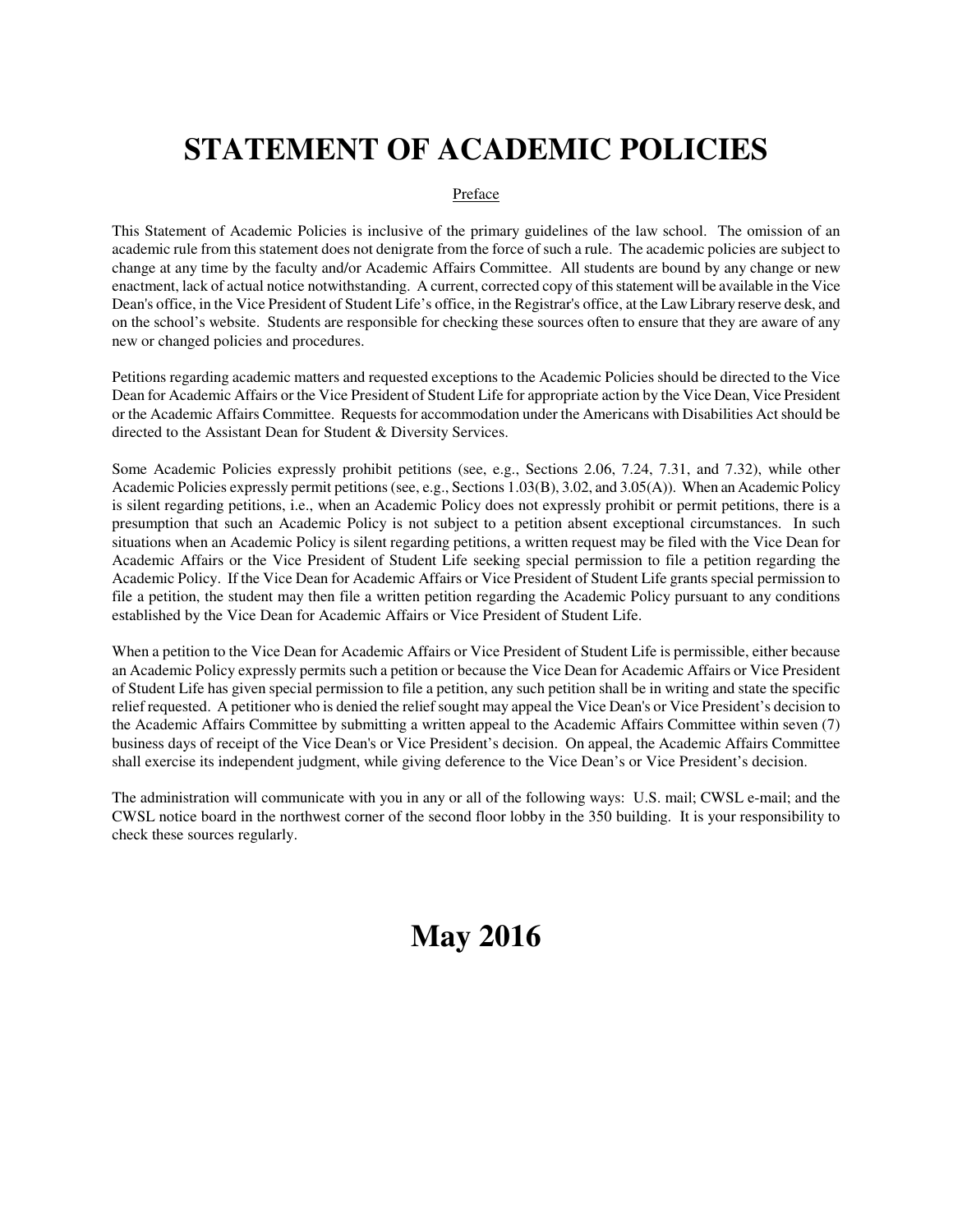# STATEMENT OF ACADEMIC POLICIES

Preface

This Statement of Academic Policies is inclusive of the primary guidelines of the law school. The omission of an academic rule from this statement does not denigrate from the force of such a rule. The academic policies are subject to change at any time by the faculty and/or Academic Affairs Committee. All students are bound by any change or new enactment, lack of actual notice notwithstanding. A current, corrected copy of this statement will be available in the Vice Dean's office, in the Vice President of Student Life's office, in the Registrar's office, at the Law Library reserve desk, and on the school's website. Students are responsible for checking these sources often to ensure that they are aware of any new or changed policies and procedures.

Petitions regarding academic matters and requested exceptions to the Academic Policies should be directed to the Vice Dean for Academic Affairs or the Vice President of Student Life for appropriate action by the Vice Dean, Vice President or the Academic Affairs Committee. Requests for accommodation under the Americans with Disabilities Act should be directed to the Assistant Dean for Student & Diversity Services.

Some Academic Policies expressly prohibit petitions (see, e.g., Sections 2.06, 7.24, 7.31, and 7.32), while other Academic Policies expressly permit petitions (see, e.g., Sections 1.03(B), 3.02, and 3.05(A)). When an Academic Policy is silent regarding petitions, i.e., when an Academic Policy does not expressly prohibit or permit petitions, there is a presumption that such an Academic Policy is not subject to a petition absent exceptional circumstances. In such situations when an Academic Policy is silent regarding petitions, a written request may be filed with the Vice Dean for Academic Affairs or the Vice President of Student Life seeking special permission to file a petition regarding the Academic Policy. If the Vice Dean for Academic Affairs or Vice President of Student Life grants special permission to file a petition, the student may then file a written petition regarding the Academic Policy pursuant to any conditions established by the Vice Dean for Academic Affairs or Vice President of Student Life.

When a petition to the Vice Dean for Academic Affairs or Vice President of Student Life is permissible, either because an Academic Policy expressly permits such a petition or because the Vice Dean for Academic Affairs or Vice President of Student Life has given special permission to file a petition, any such petition shall be in writing and state the specific relief requested. A petitioner who is denied the relief sought may appeal the Vice Dean's or Vice President's decision to the Academic Affairs Committee by submitting a written appeal to the Academic Affairs Committee within seven (7) business days of receipt of the Vice Dean's or Vice President's decision. On appeal, the Academic Affairs Committee shall exercise its independent judgment, while giving deference to the Vice Dean's or Vice President's decision.

The administration will communicate with you in any or all of the following ways: U.S. mail; CWSL e-mail; and the CWSL notice board in the northwest corner of the second floor lobby in the 350 building. It is your responsibility to check these sources regularly.

# May 2016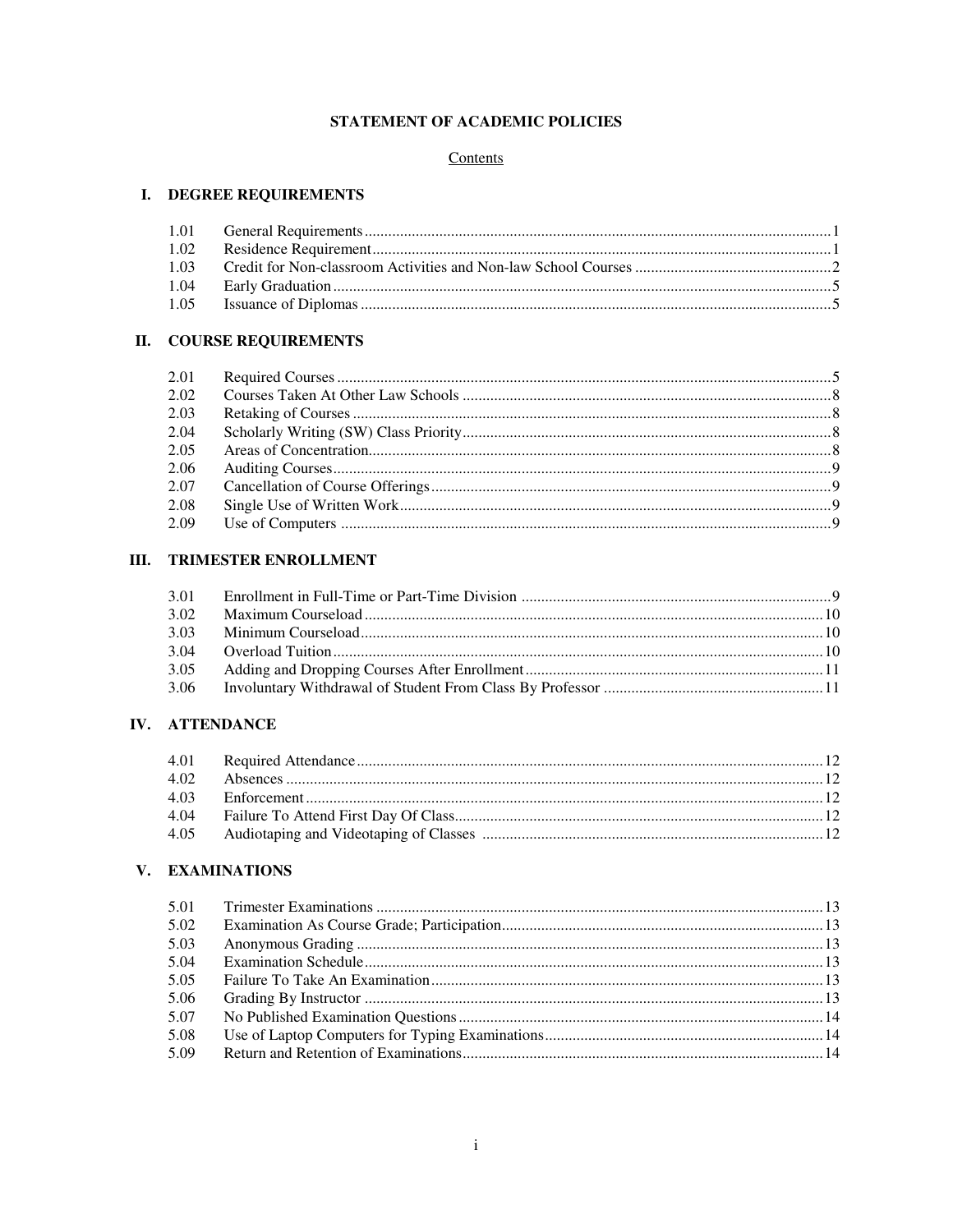# STATEMENT OF ACADEMIC POLICIES

Contents

## I. DEGREE REQUIREMENTS

| | | |
|---|---|---|
| 1.01 | General Requirements | 1 |
| 1.02 | Residence Requirement | 1 |
| 1.03 | Credit for Non-classroom Activities and Non-law School Courses | 2 |
| 1.04 | Early Graduation | 5 |
| 1.05 | Issuance of Diplomas | 5 |

## II. COURSE REQUIREMENTS

| | | |
|---|---|---|
| 2.01 | Required Courses | 5 |
| 2.02 | Courses Taken At Other Law Schools | 8 |
| 2.03 | Retaking of Courses | 8 |
| 2.04 | Scholarly Writing (SW) Class Priority | 8 |
| 2.05 | Areas of Concentration | 8 |
| 2.06 | Auditing Courses | 9 |
| 2.07 | Cancellation of Course Offerings | 9 |
| 2.08 | Single Use of Written Work | 9 |
| 2.09 | Use of Computers | 9 |

## III. TRIMESTER ENROLLMENT

| | | |
|---|---|---|
| 3.01 | Enrollment in Full-Time or Part-Time Division | 9 |
| 3.02 | Maximum Courseload | 10 |
| 3.03 | Minimum Courseload | 10 |
| 3.04 | Overload Tuition | 10 |
| 3.05 | Adding and Dropping Courses After Enrollment | 11 |
| 3.06 | Involuntary Withdrawal of Student From Class By Professor | 11 |

## IV. ATTENDANCE

| | | |
|---|---|---|
| 4.01 | Required Attendance | 12 |
| 4.02 | Absences | 12 |
| 4.03 | Enforcement | 12 |
| 4.04 | Failure To Attend First Day Of Class | 12 |
| 4.05 | Audiotaping and Videotaping of Classes | 12 |

## V. EXAMINATIONS

| | | |
|---|---|---|
| 5.01 | Trimester Examinations | 13 |
| 5.02 | Examination As Course Grade; Participation | 13 |
| 5.03 | Anonymous Grading | 13 |
| 5.04 | Examination Schedule | 13 |
| 5.05 | Failure To Take An Examination | 13 |
| 5.06 | Grading By Instructor | 13 |
| 5.07 | No Published Examination Questions | 14 |
| 5.08 | Use of Laptop Computers for Typing Examinations | 14 |
| 5.09 | Return and Retention of Examinations | 14 |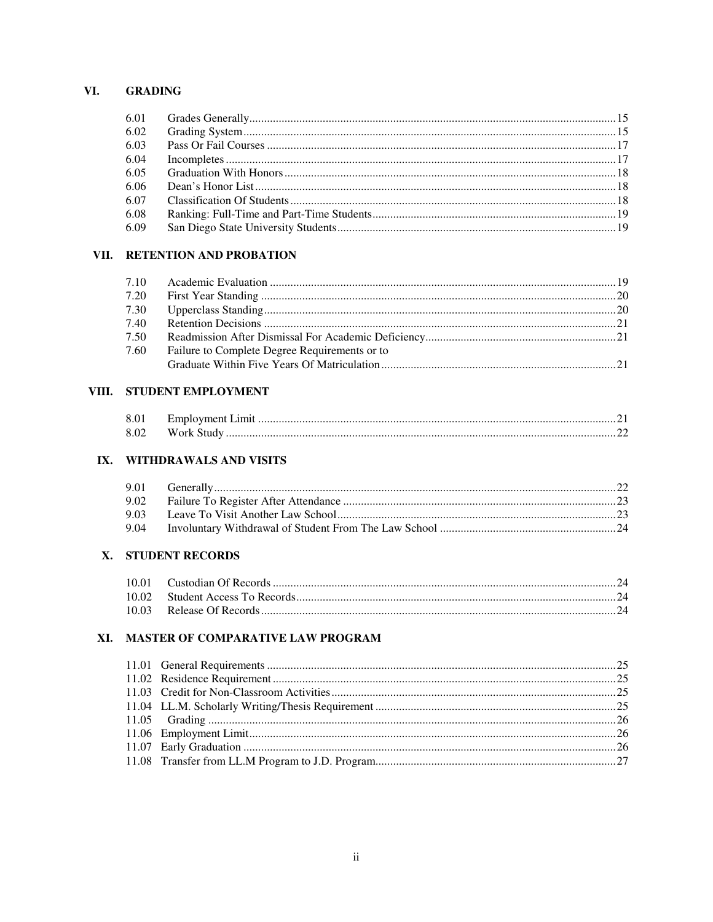## VI. GRADING

| | | |
|---|---|---|
| 6.01 | Grades Generally | 15 |
| 6.02 | Grading System | 15 |
| 6.03 | Pass Or Fail Courses | 17 |
| 6.04 | Incompletes | 17 |
| 6.05 | Graduation With Honors | 18 |
| 6.06 | Dean's Honor List | 18 |
| 6.07 | Classification Of Students | 18 |
| 6.08 | Ranking: Full-Time and Part-Time Students | 19 |
| 6.09 | San Diego State University Students | 19 |

## VII. RETENTION AND PROBATION

| | | |
|---|---|---|
| 7.10 | Academic Evaluation | 19 |
| 7.20 | First Year Standing | 20 |
| 7.30 | Upperclass Standing | 20 |
| 7.40 | Retention Decisions | 21 |
| 7.50 | Readmission After Dismissal For Academic Deficiency | 21 |
| 7.60 | Failure to Complete Degree Requirements or to Graduate Within Five Years Of Matriculation | 21 |

## VIII. STUDENT EMPLOYMENT

| | | |
|---|---|---|
| 8.01 | Employment Limit | 21 |
| 8.02 | Work Study | 22 |

## IX. WITHDRAWALS AND VISITS

| | | |
|---|---|---|
| 9.01 | Generally | 22 |
| 9.02 | Failure To Register After Attendance | 23 |
| 9.03 | Leave To Visit Another Law School | 23 |
| 9.04 | Involuntary Withdrawal of Student From The Law School | 24 |

## X. STUDENT RECORDS

| | | |
|---|---|---|
| 10.01 | Custodian Of Records | 24 |
| 10.02 | Student Access To Records | 24 |
| 10.03 | Release Of Records | 24 |

## XI. MASTER OF COMPARATIVE LAW PROGRAM

| | | |
|---|---|---|
| 11.01 | General Requirements | 25 |
| 11.02 | Residence Requirement | 25 |
| 11.03 | Credit for Non-Classroom Activities | 25 |
| 11.04 | LL.M. Scholarly Writing/Thesis Requirement | 25 |
| 11.05 | Grading | 26 |
| 11.06 | Employment Limit | 26 |
| 11.07 | Early Graduation | 26 |
| 11.08 | Transfer from LL.M Program to J.D. Program | 27 |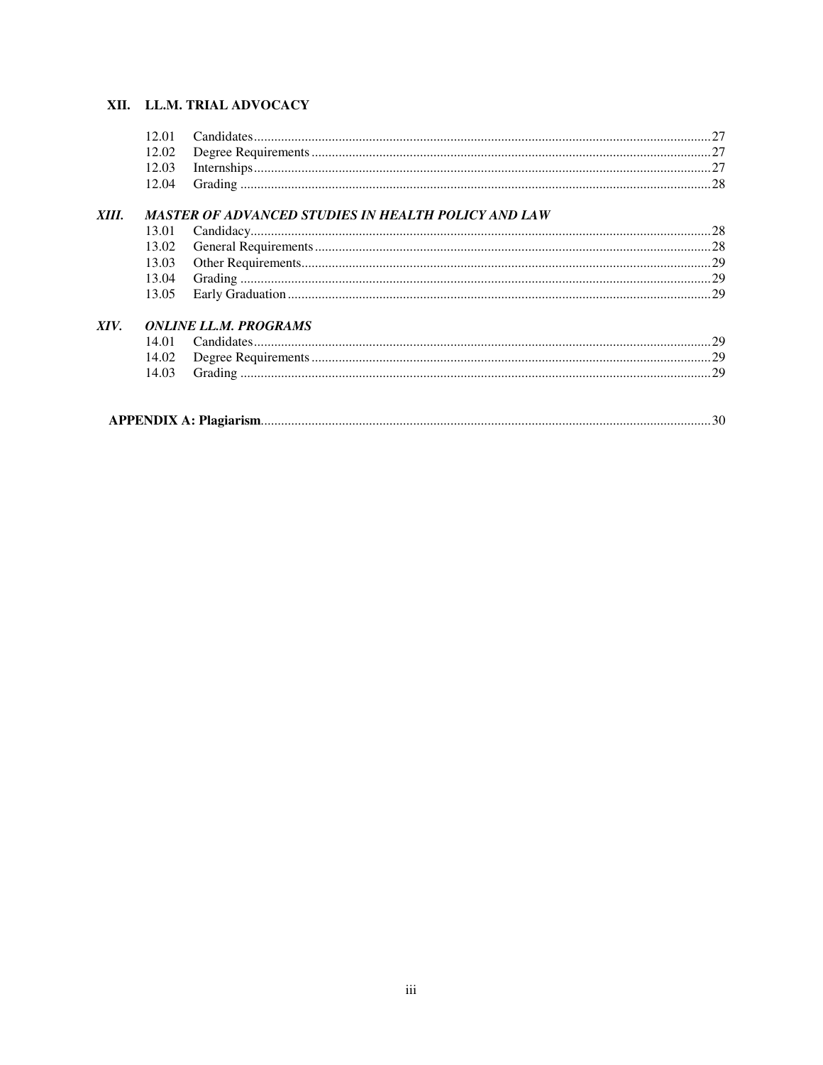**XII. LL.M. TRIAL ADVOCACY**

| | | |
|---|---|---|
| 12.01 | Candidates | 27 |
| 12.02 | Degree Requirements | 27 |
| 12.03 | Internships | 27 |
| 12.04 | Grading | 28 |

***XIII. MASTER OF ADVANCED STUDIES IN HEALTH POLICY AND LAW***

| | | |
|---|---|---|
| 13.01 | Candidacy | 28 |
| 13.02 | General Requirements | 28 |
| 13.03 | Other Requirements | 29 |
| 13.04 | Grading | 29 |
| 13.05 | Early Graduation | 29 |

***XIV. ONLINE LL.M. PROGRAMS***

| | | |
|---|---|---|
| 14.01 | Candidates | 29 |
| 14.02 | Degree Requirements | 29 |
| 14.03 | Grading | 29 |

**APPENDIX A: Plagiarism** ........ 30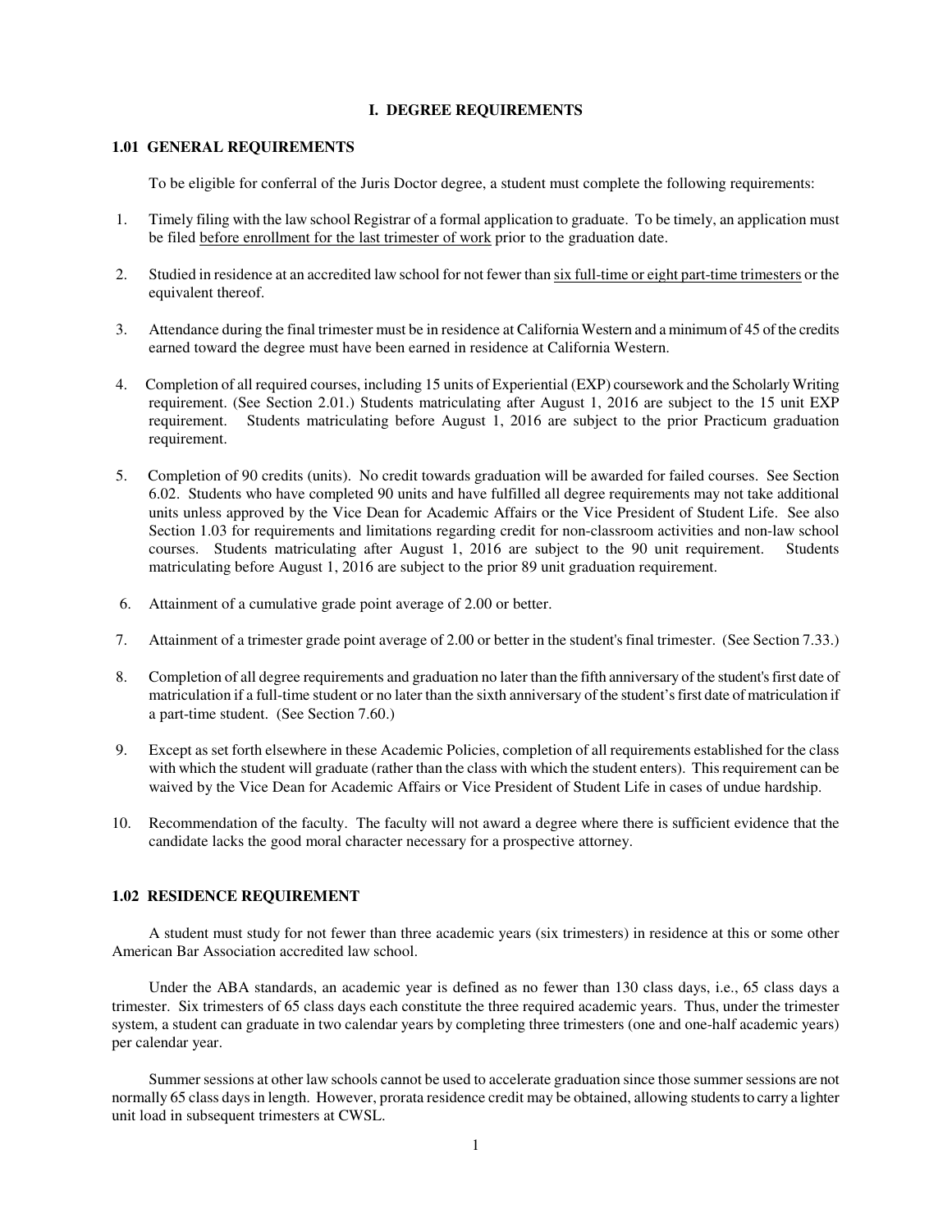# I. DEGREE REQUIREMENTS

## 1.01 GENERAL REQUIREMENTS

To be eligible for conferral of the Juris Doctor degree, a student must complete the following requirements:

1. Timely filing with the law school Registrar of a formal application to graduate. To be timely, an application must be filed <u>before enrollment for the last trimester of work</u> prior to the graduation date.

2. Studied in residence at an accredited law school for not fewer than <u>six full-time or eight part-time trimesters</u> or the equivalent thereof.

3. Attendance during the final trimester must be in residence at California Western and a minimum of 45 of the credits earned toward the degree must have been earned in residence at California Western.

4. Completion of all required courses, including 15 units of Experiential (EXP) coursework and the Scholarly Writing requirement. (See Section 2.01.) Students matriculating after August 1, 2016 are subject to the 15 unit EXP requirement. Students matriculating before August 1, 2016 are subject to the prior Practicum graduation requirement.

5. Completion of 90 credits (units). No credit towards graduation will be awarded for failed courses. See Section 6.02. Students who have completed 90 units and have fulfilled all degree requirements may not take additional units unless approved by the Vice Dean for Academic Affairs or the Vice President of Student Life. See also Section 1.03 for requirements and limitations regarding credit for non-classroom activities and non-law school courses. Students matriculating after August 1, 2016 are subject to the 90 unit requirement. Students matriculating before August 1, 2016 are subject to the prior 89 unit graduation requirement.

6. Attainment of a cumulative grade point average of 2.00 or better.

7. Attainment of a trimester grade point average of 2.00 or better in the student's final trimester. (See Section 7.33.)

8. Completion of all degree requirements and graduation no later than the fifth anniversary of the student's first date of matriculation if a full-time student or no later than the sixth anniversary of the student's first date of matriculation if a part-time student. (See Section 7.60.)

9. Except as set forth elsewhere in these Academic Policies, completion of all requirements established for the class with which the student will graduate (rather than the class with which the student enters). This requirement can be waived by the Vice Dean for Academic Affairs or Vice President of Student Life in cases of undue hardship.

10. Recommendation of the faculty. The faculty will not award a degree where there is sufficient evidence that the candidate lacks the good moral character necessary for a prospective attorney.

## 1.02 RESIDENCE REQUIREMENT

A student must study for not fewer than three academic years (six trimesters) in residence at this or some other American Bar Association accredited law school.

Under the ABA standards, an academic year is defined as no fewer than 130 class days, i.e., 65 class days a trimester. Six trimesters of 65 class days each constitute the three required academic years. Thus, under the trimester system, a student can graduate in two calendar years by completing three trimesters (one and one-half academic years) per calendar year.

Summer sessions at other law schools cannot be used to accelerate graduation since those summer sessions are not normally 65 class days in length. However, prorata residence credit may be obtained, allowing students to carry a lighter unit load in subsequent trimesters at CWSL.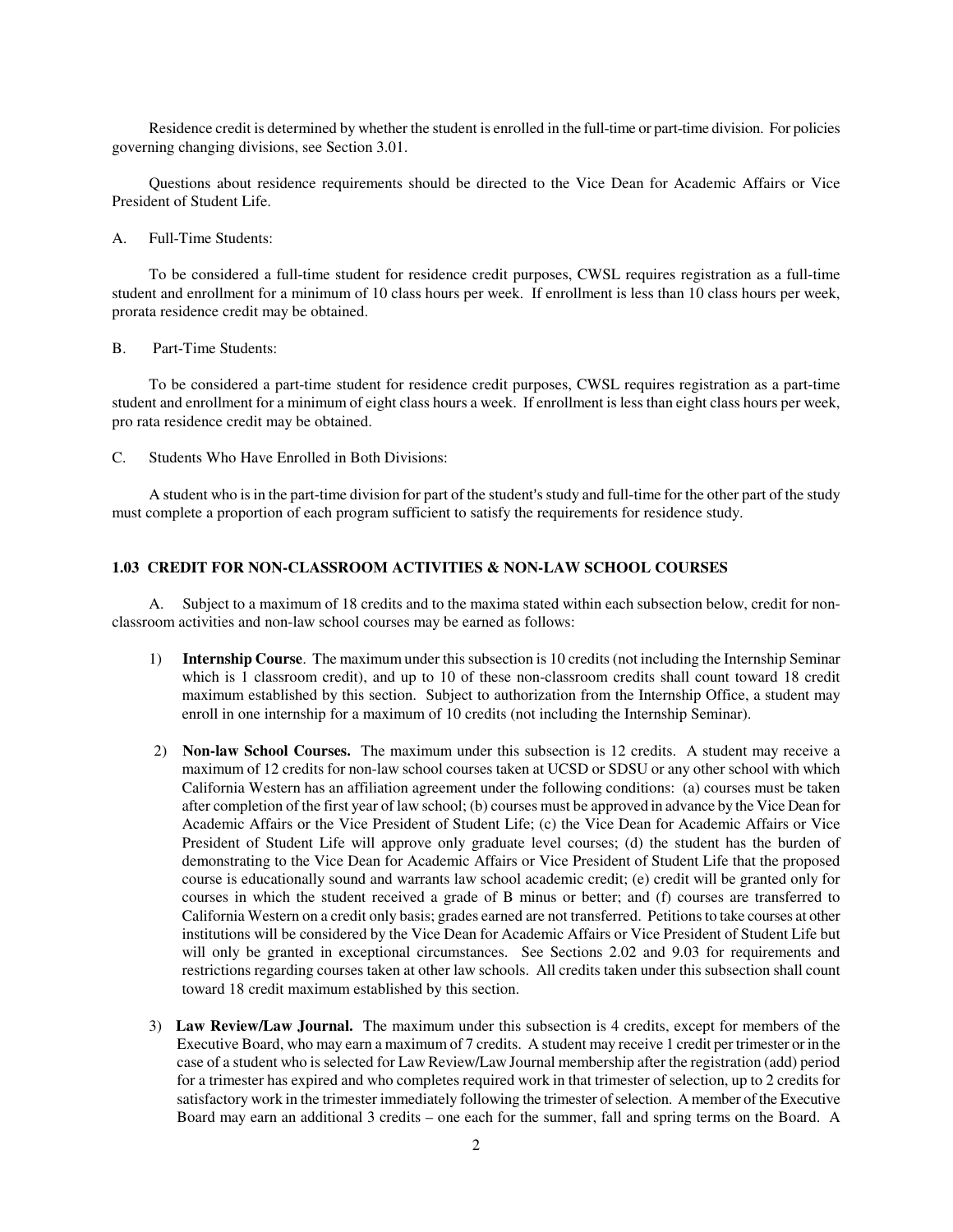Residence credit is determined by whether the student is enrolled in the full-time or part-time division. For policies governing changing divisions, see Section 3.01.

Questions about residence requirements should be directed to the Vice Dean for Academic Affairs or Vice President of Student Life.

A. Full-Time Students:

To be considered a full-time student for residence credit purposes, CWSL requires registration as a full-time student and enrollment for a minimum of 10 class hours per week. If enrollment is less than 10 class hours per week, prorata residence credit may be obtained.

B. Part-Time Students:

To be considered a part-time student for residence credit purposes, CWSL requires registration as a part-time student and enrollment for a minimum of eight class hours a week. If enrollment is less than eight class hours per week, pro rata residence credit may be obtained.

C. Students Who Have Enrolled in Both Divisions:

A student who is in the part-time division for part of the student's study and full-time for the other part of the study must complete a proportion of each program sufficient to satisfy the requirements for residence study.

### 1.03 CREDIT FOR NON-CLASSROOM ACTIVITIES & NON-LAW SCHOOL COURSES

A. Subject to a maximum of 18 credits and to the maxima stated within each subsection below, credit for non-classroom activities and non-law school courses may be earned as follows:

1) **Internship Course**. The maximum under this subsection is 10 credits (not including the Internship Seminar which is 1 classroom credit), and up to 10 of these non-classroom credits shall count toward 18 credit maximum established by this section. Subject to authorization from the Internship Office, a student may enroll in one internship for a maximum of 10 credits (not including the Internship Seminar).

2) **Non-law School Courses.** The maximum under this subsection is 12 credits. A student may receive a maximum of 12 credits for non-law school courses taken at UCSD or SDSU or any other school with which California Western has an affiliation agreement under the following conditions: (a) courses must be taken after completion of the first year of law school; (b) courses must be approved in advance by the Vice Dean for Academic Affairs or the Vice President of Student Life; (c) the Vice Dean for Academic Affairs or Vice President of Student Life will approve only graduate level courses; (d) the student has the burden of demonstrating to the Vice Dean for Academic Affairs or Vice President of Student Life that the proposed course is educationally sound and warrants law school academic credit; (e) credit will be granted only for courses in which the student received a grade of B minus or better; and (f) courses are transferred to California Western on a credit only basis; grades earned are not transferred. Petitions to take courses at other institutions will be considered by the Vice Dean for Academic Affairs or Vice President of Student Life but will only be granted in exceptional circumstances. See Sections 2.02 and 9.03 for requirements and restrictions regarding courses taken at other law schools. All credits taken under this subsection shall count toward 18 credit maximum established by this section.

3) **Law Review/Law Journal.** The maximum under this subsection is 4 credits, except for members of the Executive Board, who may earn a maximum of 7 credits. A student may receive 1 credit per trimester or in the case of a student who is selected for Law Review/Law Journal membership after the registration (add) period for a trimester has expired and who completes required work in that trimester of selection, up to 2 credits for satisfactory work in the trimester immediately following the trimester of selection. A member of the Executive Board may earn an additional 3 credits – one each for the summer, fall and spring terms on the Board. A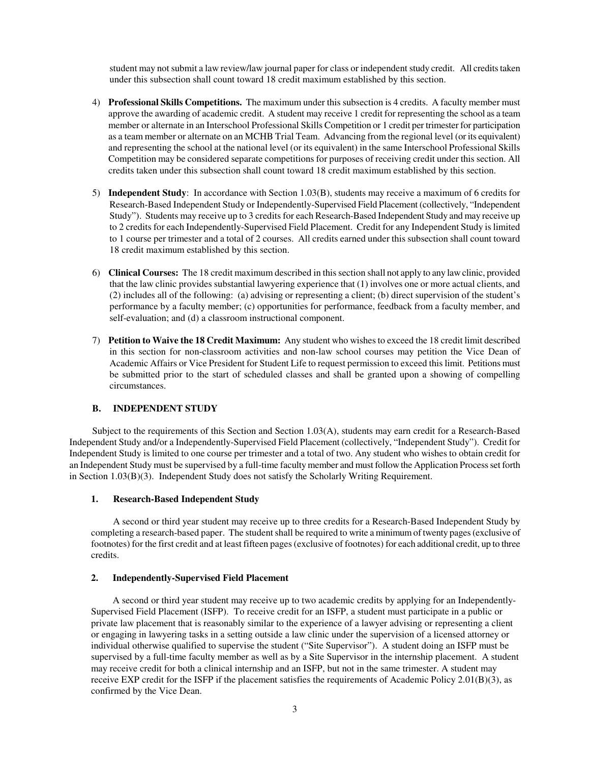student may not submit a law review/law journal paper for class or independent study credit. All credits taken under this subsection shall count toward 18 credit maximum established by this section.

4) **Professional Skills Competitions.** The maximum under this subsection is 4 credits. A faculty member must approve the awarding of academic credit. A student may receive 1 credit for representing the school as a team member or alternate in an Interschool Professional Skills Competition or 1 credit per trimester for participation as a team member or alternate on an MCHB Trial Team. Advancing from the regional level (or its equivalent) and representing the school at the national level (or its equivalent) in the same Interschool Professional Skills Competition may be considered separate competitions for purposes of receiving credit under this section. All credits taken under this subsection shall count toward 18 credit maximum established by this section.

5) **Independent Study**: In accordance with Section 1.03(B), students may receive a maximum of 6 credits for Research-Based Independent Study or Independently-Supervised Field Placement (collectively, "Independent Study"). Students may receive up to 3 credits for each Research-Based Independent Study and may receive up to 2 credits for each Independently-Supervised Field Placement. Credit for any Independent Study is limited to 1 course per trimester and a total of 2 courses. All credits earned under this subsection shall count toward 18 credit maximum established by this section.

6) **Clinical Courses:** The 18 credit maximum described in this section shall not apply to any law clinic, provided that the law clinic provides substantial lawyering experience that (1) involves one or more actual clients, and (2) includes all of the following: (a) advising or representing a client; (b) direct supervision of the student's performance by a faculty member; (c) opportunities for performance, feedback from a faculty member, and self-evaluation; and (d) a classroom instructional component.

7) **Petition to Waive the 18 Credit Maximum:** Any student who wishes to exceed the 18 credit limit described in this section for non-classroom activities and non-law school courses may petition the Vice Dean of Academic Affairs or Vice President for Student Life to request permission to exceed this limit. Petitions must be submitted prior to the start of scheduled classes and shall be granted upon a showing of compelling circumstances.

### B. INDEPENDENT STUDY

Subject to the requirements of this Section and Section 1.03(A), students may earn credit for a Research-Based Independent Study and/or a Independently-Supervised Field Placement (collectively, "Independent Study"). Credit for Independent Study is limited to one course per trimester and a total of two. Any student who wishes to obtain credit for an Independent Study must be supervised by a full-time faculty member and must follow the Application Process set forth in Section 1.03(B)(3). Independent Study does not satisfy the Scholarly Writing Requirement.

#### 1. Research-Based Independent Study

A second or third year student may receive up to three credits for a Research-Based Independent Study by completing a research-based paper. The student shall be required to write a minimum of twenty pages (exclusive of footnotes) for the first credit and at least fifteen pages (exclusive of footnotes) for each additional credit, up to three credits.

#### 2. Independently-Supervised Field Placement

A second or third year student may receive up to two academic credits by applying for an Independently-Supervised Field Placement (ISFP). To receive credit for an ISFP, a student must participate in a public or private law placement that is reasonably similar to the experience of a lawyer advising or representing a client or engaging in lawyering tasks in a setting outside a law clinic under the supervision of a licensed attorney or individual otherwise qualified to supervise the student ("Site Supervisor"). A student doing an ISFP must be supervised by a full-time faculty member as well as by a Site Supervisor in the internship placement. A student may receive credit for both a clinical internship and an ISFP, but not in the same trimester. A student may receive EXP credit for the ISFP if the placement satisfies the requirements of Academic Policy 2.01(B)(3), as confirmed by the Vice Dean.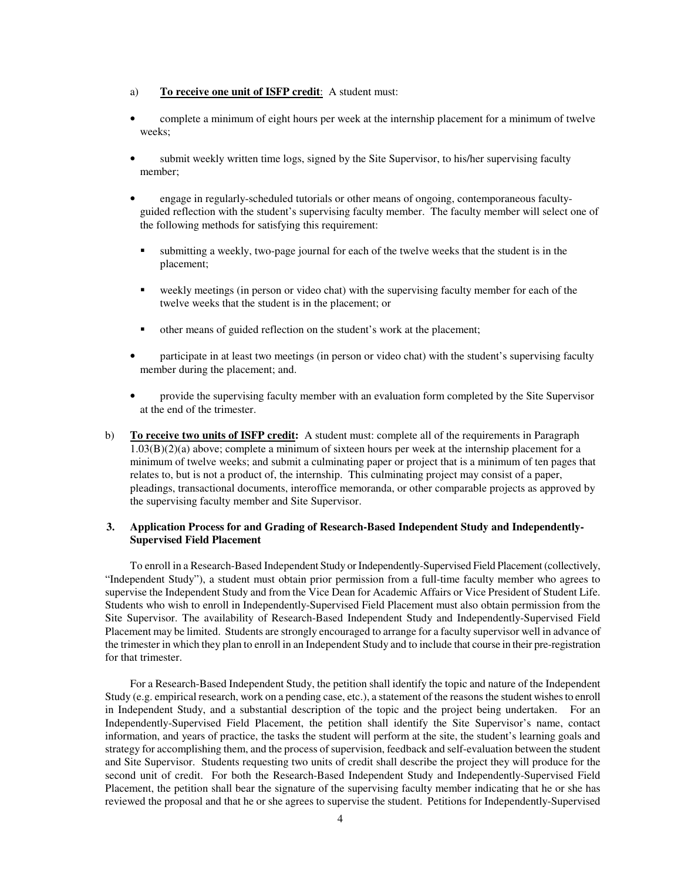a) **To receive one unit of ISFP credit**: A student must:

- complete a minimum of eight hours per week at the internship placement for a minimum of twelve weeks;
- submit weekly written time logs, signed by the Site Supervisor, to his/her supervising faculty member;
- engage in regularly-scheduled tutorials or other means of ongoing, contemporaneous faculty-guided reflection with the student's supervising faculty member. The faculty member will select one of the following methods for satisfying this requirement:
  - submitting a weekly, two-page journal for each of the twelve weeks that the student is in the placement;
  - weekly meetings (in person or video chat) with the supervising faculty member for each of the twelve weeks that the student is in the placement; or
  - other means of guided reflection on the student's work at the placement;
- participate in at least two meetings (in person or video chat) with the student's supervising faculty member during the placement; and.
- provide the supervising faculty member with an evaluation form completed by the Site Supervisor at the end of the trimester.

b) **To receive two units of ISFP credit:** A student must: complete all of the requirements in Paragraph 1.03(B)(2)(a) above; complete a minimum of sixteen hours per week at the internship placement for a minimum of twelve weeks; and submit a culminating paper or project that is a minimum of ten pages that relates to, but is not a product of, the internship. This culminating project may consist of a paper, pleadings, transactional documents, interoffice memoranda, or other comparable projects as approved by the supervising faculty member and Site Supervisor.

### 3. Application Process for and Grading of Research-Based Independent Study and Independently-Supervised Field Placement

To enroll in a Research-Based Independent Study or Independently-Supervised Field Placement (collectively, "Independent Study"), a student must obtain prior permission from a full-time faculty member who agrees to supervise the Independent Study and from the Vice Dean for Academic Affairs or Vice President of Student Life. Students who wish to enroll in Independently-Supervised Field Placement must also obtain permission from the Site Supervisor. The availability of Research-Based Independent Study and Independently-Supervised Field Placement may be limited. Students are strongly encouraged to arrange for a faculty supervisor well in advance of the trimester in which they plan to enroll in an Independent Study and to include that course in their pre-registration for that trimester.

For a Research-Based Independent Study, the petition shall identify the topic and nature of the Independent Study (e.g. empirical research, work on a pending case, etc.), a statement of the reasons the student wishes to enroll in Independent Study, and a substantial description of the topic and the project being undertaken. For an Independently-Supervised Field Placement, the petition shall identify the Site Supervisor's name, contact information, and years of practice, the tasks the student will perform at the site, the student's learning goals and strategy for accomplishing them, and the process of supervision, feedback and self-evaluation between the student and Site Supervisor. Students requesting two units of credit shall describe the project they will produce for the second unit of credit. For both the Research-Based Independent Study and Independently-Supervised Field Placement, the petition shall bear the signature of the supervising faculty member indicating that he or she has reviewed the proposal and that he or she agrees to supervise the student. Petitions for Independently-Supervised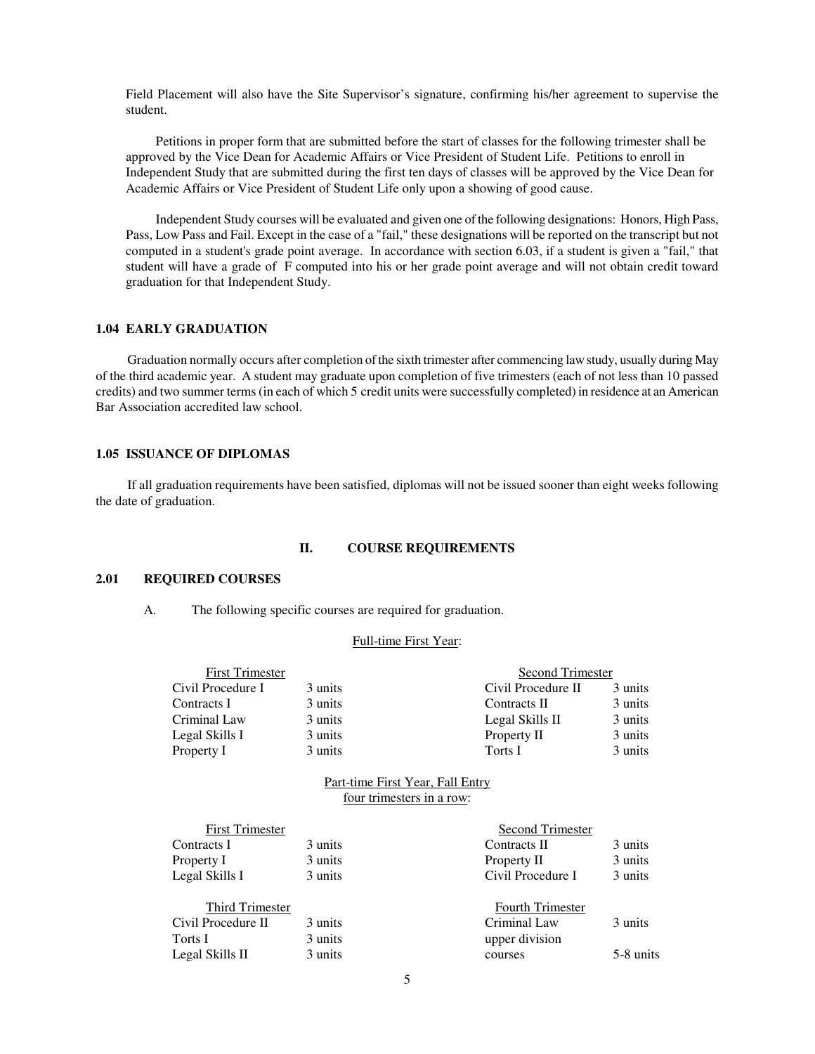Field Placement will also have the Site Supervisor's signature, confirming his/her agreement to supervise the student.

Petitions in proper form that are submitted before the start of classes for the following trimester shall be approved by the Vice Dean for Academic Affairs or Vice President of Student Life. Petitions to enroll in Independent Study that are submitted during the first ten days of classes will be approved by the Vice Dean for Academic Affairs or Vice President of Student Life only upon a showing of good cause.

Independent Study courses will be evaluated and given one of the following designations: Honors, High Pass, Pass, Low Pass and Fail. Except in the case of a "fail," these designations will be reported on the transcript but not computed in a student's grade point average. In accordance with section 6.03, if a student is given a "fail," that student will have a grade of F computed into his or her grade point average and will not obtain credit toward graduation for that Independent Study.

### 1.04 EARLY GRADUATION

Graduation normally occurs after completion of the sixth trimester after commencing law study, usually during May of the third academic year. A student may graduate upon completion of five trimesters (each of not less than 10 passed credits) and two summer terms (in each of which 5 credit units were successfully completed) in residence at an American Bar Association accredited law school.

### 1.05 ISSUANCE OF DIPLOMAS

If all graduation requirements have been satisfied, diplomas will not be issued sooner than eight weeks following the date of graduation.

## II. COURSE REQUIREMENTS

### 2.01 REQUIRED COURSES

A. The following specific courses are required for graduation.

Full-time First Year:

| First Trimester | | Second Trimester | |
|---|---|---|---|
| Civil Procedure I | 3 units | Civil Procedure II | 3 units |
| Contracts I | 3 units | Contracts II | 3 units |
| Criminal Law | 3 units | Legal Skills II | 3 units |
| Legal Skills I | 3 units | Property II | 3 units |
| Property I | 3 units | Torts I | 3 units |

Part-time First Year, Fall Entry
four trimesters in a row:

| First Trimester | | Second Trimester | |
|---|---|---|---|
| Contracts I | 3 units | Contracts II | 3 units |
| Property I | 3 units | Property II | 3 units |
| Legal Skills I | 3 units | Civil Procedure I | 3 units |

| Third Trimester | | Fourth Trimester | |
|---|---|---|---|
| Civil Procedure II | 3 units | Criminal Law | 3 units |
| Torts I | 3 units | upper division courses | 5-8 units |
| Legal Skills II | 3 units | | |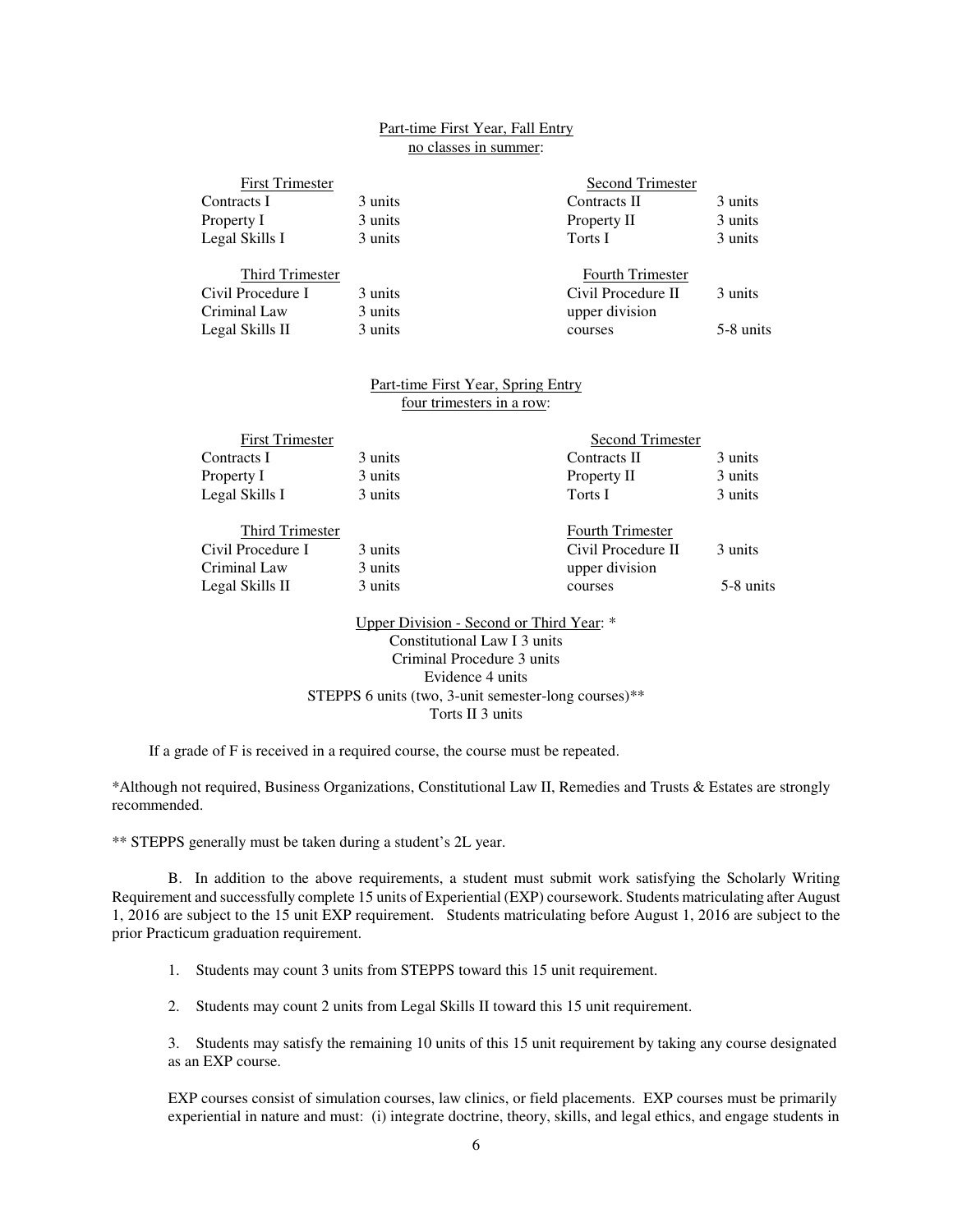Part-time First Year, Fall Entry
no classes in summer:

| First Trimester | | Second Trimester | |
|---|---|---|---|
| Contracts I | 3 units | Contracts II | 3 units |
| Property I | 3 units | Property II | 3 units |
| Legal Skills I | 3 units | Torts I | 3 units |

| Third Trimester | | Fourth Trimester | |
|---|---|---|---|
| Civil Procedure I | 3 units | Civil Procedure II | 3 units |
| Criminal Law | 3 units | upper division courses | 5-8 units |
| Legal Skills II | 3 units | | |

Part-time First Year, Spring Entry
four trimesters in a row:

| First Trimester | | Second Trimester | |
|---|---|---|---|
| Contracts I | 3 units | Contracts II | 3 units |
| Property I | 3 units | Property II | 3 units |
| Legal Skills I | 3 units | Torts I | 3 units |

| Third Trimester | | Fourth Trimester | |
|---|---|---|---|
| Civil Procedure I | 3 units | Civil Procedure II | 3 units |
| Criminal Law | 3 units | upper division courses | 5-8 units |
| Legal Skills II | 3 units | | |

Upper Division - Second or Third Year: *
Constitutional Law I 3 units
Criminal Procedure 3 units
Evidence 4 units
STEPPS 6 units (two, 3-unit semester-long courses)**
Torts II 3 units

If a grade of F is received in a required course, the course must be repeated.

*Although not required, Business Organizations, Constitutional Law II, Remedies and Trusts & Estates are strongly recommended.

** STEPPS generally must be taken during a student's 2L year.

B. In addition to the above requirements, a student must submit work satisfying the Scholarly Writing Requirement and successfully complete 15 units of Experiential (EXP) coursework. Students matriculating after August 1, 2016 are subject to the 15 unit EXP requirement. Students matriculating before August 1, 2016 are subject to the prior Practicum graduation requirement.

1. Students may count 3 units from STEPPS toward this 15 unit requirement.

2. Students may count 2 units from Legal Skills II toward this 15 unit requirement.

3. Students may satisfy the remaining 10 units of this 15 unit requirement by taking any course designated as an EXP course.

EXP courses consist of simulation courses, law clinics, or field placements. EXP courses must be primarily experiential in nature and must: (i) integrate doctrine, theory, skills, and legal ethics, and engage students in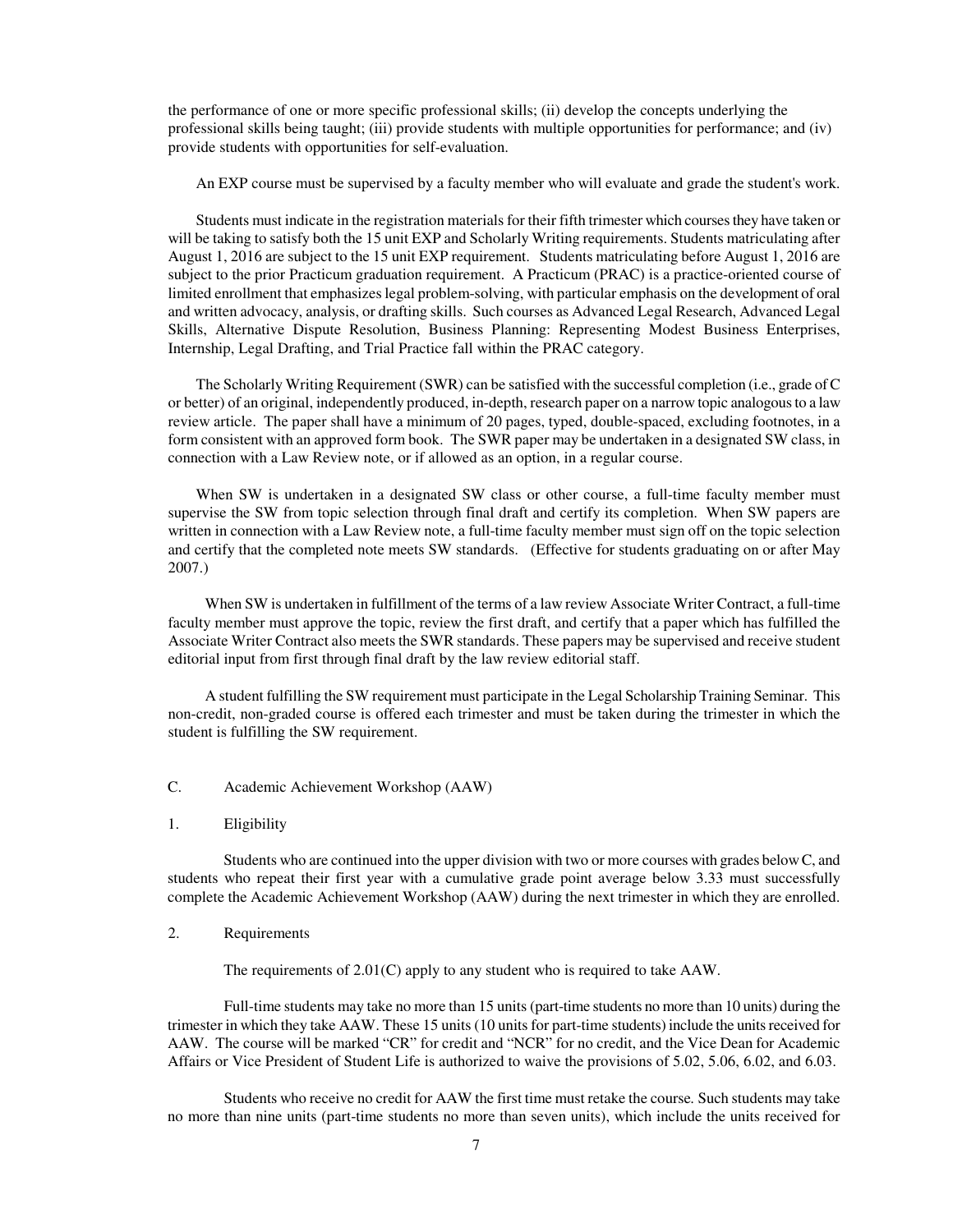the performance of one or more specific professional skills; (ii) develop the concepts underlying the professional skills being taught; (iii) provide students with multiple opportunities for performance; and (iv) provide students with opportunities for self-evaluation.

An EXP course must be supervised by a faculty member who will evaluate and grade the student's work.

Students must indicate in the registration materials for their fifth trimester which courses they have taken or will be taking to satisfy both the 15 unit EXP and Scholarly Writing requirements. Students matriculating after August 1, 2016 are subject to the 15 unit EXP requirement. Students matriculating before August 1, 2016 are subject to the prior Practicum graduation requirement. A Practicum (PRAC) is a practice-oriented course of limited enrollment that emphasizes legal problem-solving, with particular emphasis on the development of oral and written advocacy, analysis, or drafting skills. Such courses as Advanced Legal Research, Advanced Legal Skills, Alternative Dispute Resolution, Business Planning: Representing Modest Business Enterprises, Internship, Legal Drafting, and Trial Practice fall within the PRAC category.

The Scholarly Writing Requirement (SWR) can be satisfied with the successful completion (i.e., grade of C or better) of an original, independently produced, in-depth, research paper on a narrow topic analogous to a law review article. The paper shall have a minimum of 20 pages, typed, double-spaced, excluding footnotes, in a form consistent with an approved form book. The SWR paper may be undertaken in a designated SW class, in connection with a Law Review note, or if allowed as an option, in a regular course.

When SW is undertaken in a designated SW class or other course, a full-time faculty member must supervise the SW from topic selection through final draft and certify its completion. When SW papers are written in connection with a Law Review note, a full-time faculty member must sign off on the topic selection and certify that the completed note meets SW standards. (Effective for students graduating on or after May 2007.)

When SW is undertaken in fulfillment of the terms of a law review Associate Writer Contract, a full-time faculty member must approve the topic, review the first draft, and certify that a paper which has fulfilled the Associate Writer Contract also meets the SWR standards. These papers may be supervised and receive student editorial input from first through final draft by the law review editorial staff.

A student fulfilling the SW requirement must participate in the Legal Scholarship Training Seminar. This non-credit, non-graded course is offered each trimester and must be taken during the trimester in which the student is fulfilling the SW requirement.

C. Academic Achievement Workshop (AAW)

1. Eligibility

Students who are continued into the upper division with two or more courses with grades below C, and students who repeat their first year with a cumulative grade point average below 3.33 must successfully complete the Academic Achievement Workshop (AAW) during the next trimester in which they are enrolled.

2. Requirements

The requirements of 2.01(C) apply to any student who is required to take AAW.

Full-time students may take no more than 15 units (part-time students no more than 10 units) during the trimester in which they take AAW. These 15 units (10 units for part-time students) include the units received for AAW. The course will be marked "CR" for credit and "NCR" for no credit, and the Vice Dean for Academic Affairs or Vice President of Student Life is authorized to waive the provisions of 5.02, 5.06, 6.02, and 6.03.

Students who receive no credit for AAW the first time must retake the course. Such students may take no more than nine units (part-time students no more than seven units), which include the units received for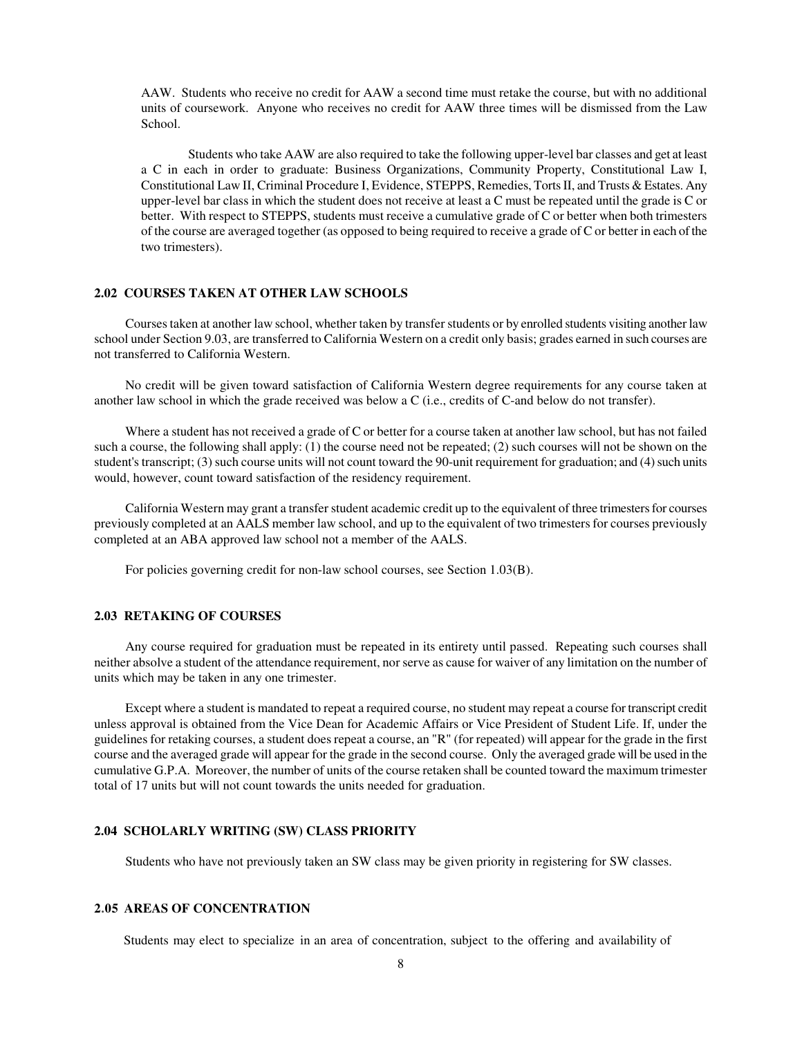AAW. Students who receive no credit for AAW a second time must retake the course, but with no additional units of coursework. Anyone who receives no credit for AAW three times will be dismissed from the Law School.

Students who take AAW are also required to take the following upper-level bar classes and get at least a C in each in order to graduate: Business Organizations, Community Property, Constitutional Law I, Constitutional Law II, Criminal Procedure I, Evidence, STEPPS, Remedies, Torts II, and Trusts & Estates. Any upper-level bar class in which the student does not receive at least a C must be repeated until the grade is C or better. With respect to STEPPS, students must receive a cumulative grade of C or better when both trimesters of the course are averaged together (as opposed to being required to receive a grade of C or better in each of the two trimesters).

### 2.02 COURSES TAKEN AT OTHER LAW SCHOOLS

Courses taken at another law school, whether taken by transfer students or by enrolled students visiting another law school under Section 9.03, are transferred to California Western on a credit only basis; grades earned in such courses are not transferred to California Western.

No credit will be given toward satisfaction of California Western degree requirements for any course taken at another law school in which the grade received was below a C (i.e., credits of C-and below do not transfer).

Where a student has not received a grade of C or better for a course taken at another law school, but has not failed such a course, the following shall apply: (1) the course need not be repeated; (2) such courses will not be shown on the student's transcript; (3) such course units will not count toward the 90-unit requirement for graduation; and (4) such units would, however, count toward satisfaction of the residency requirement.

California Western may grant a transfer student academic credit up to the equivalent of three trimesters for courses previously completed at an AALS member law school, and up to the equivalent of two trimesters for courses previously completed at an ABA approved law school not a member of the AALS.

For policies governing credit for non-law school courses, see Section 1.03(B).

### 2.03 RETAKING OF COURSES

Any course required for graduation must be repeated in its entirety until passed. Repeating such courses shall neither absolve a student of the attendance requirement, nor serve as cause for waiver of any limitation on the number of units which may be taken in any one trimester.

Except where a student is mandated to repeat a required course, no student may repeat a course for transcript credit unless approval is obtained from the Vice Dean for Academic Affairs or Vice President of Student Life. If, under the guidelines for retaking courses, a student does repeat a course, an "R" (for repeated) will appear for the grade in the first course and the averaged grade will appear for the grade in the second course. Only the averaged grade will be used in the cumulative G.P.A. Moreover, the number of units of the course retaken shall be counted toward the maximum trimester total of 17 units but will not count towards the units needed for graduation.

### 2.04 SCHOLARLY WRITING (SW) CLASS PRIORITY

Students who have not previously taken an SW class may be given priority in registering for SW classes.

### 2.05 AREAS OF CONCENTRATION

Students may elect to specialize in an area of concentration, subject to the offering and availability of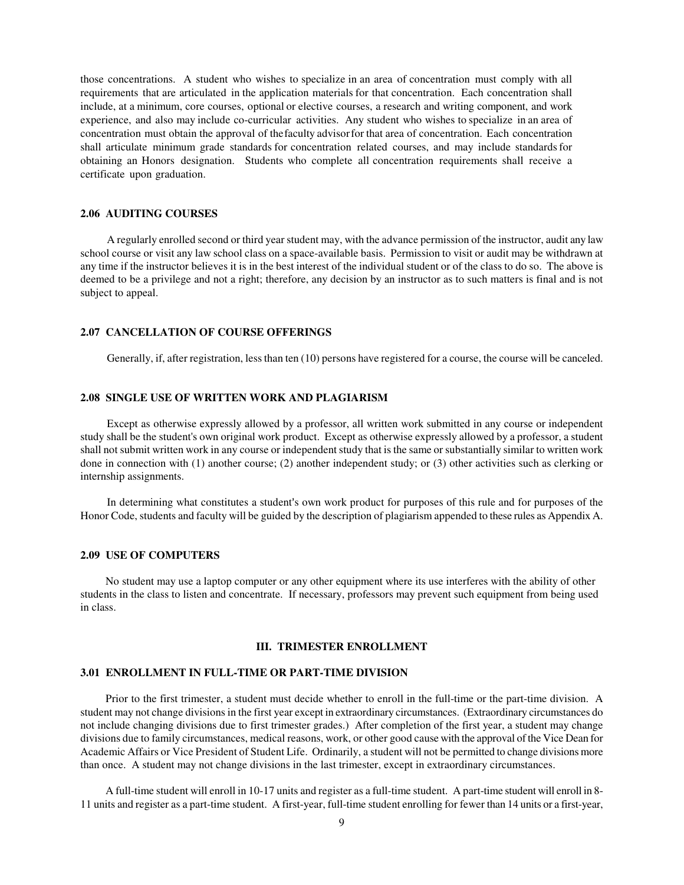those concentrations. A student who wishes to specialize in an area of concentration must comply with all requirements that are articulated in the application materials for that concentration. Each concentration shall include, at a minimum, core courses, optional or elective courses, a research and writing component, and work experience, and also may include co-curricular activities. Any student who wishes to specialize in an area of concentration must obtain the approval of the faculty advisor for that area of concentration. Each concentration shall articulate minimum grade standards for concentration related courses, and may include standards for obtaining an Honors designation. Students who complete all concentration requirements shall receive a certificate upon graduation.

### 2.06 AUDITING COURSES

A regularly enrolled second or third year student may, with the advance permission of the instructor, audit any law school course or visit any law school class on a space-available basis. Permission to visit or audit may be withdrawn at any time if the instructor believes it is in the best interest of the individual student or of the class to do so. The above is deemed to be a privilege and not a right; therefore, any decision by an instructor as to such matters is final and is not subject to appeal.

### 2.07 CANCELLATION OF COURSE OFFERINGS

Generally, if, after registration, less than ten (10) persons have registered for a course, the course will be canceled.

### 2.08 SINGLE USE OF WRITTEN WORK AND PLAGIARISM

Except as otherwise expressly allowed by a professor, all written work submitted in any course or independent study shall be the student's own original work product. Except as otherwise expressly allowed by a professor, a student shall not submit written work in any course or independent study that is the same or substantially similar to written work done in connection with (1) another course; (2) another independent study; or (3) other activities such as clerking or internship assignments.

In determining what constitutes a student's own work product for purposes of this rule and for purposes of the Honor Code, students and faculty will be guided by the description of plagiarism appended to these rules as Appendix A.

### 2.09 USE OF COMPUTERS

No student may use a laptop computer or any other equipment where its use interferes with the ability of other students in the class to listen and concentrate. If necessary, professors may prevent such equipment from being used in class.

## III. TRIMESTER ENROLLMENT

### 3.01 ENROLLMENT IN FULL-TIME OR PART-TIME DIVISION

Prior to the first trimester, a student must decide whether to enroll in the full-time or the part-time division. A student may not change divisions in the first year except in extraordinary circumstances. (Extraordinary circumstances do not include changing divisions due to first trimester grades.) After completion of the first year, a student may change divisions due to family circumstances, medical reasons, work, or other good cause with the approval of the Vice Dean for Academic Affairs or Vice President of Student Life. Ordinarily, a student will not be permitted to change divisions more than once. A student may not change divisions in the last trimester, except in extraordinary circumstances.

A full-time student will enroll in 10-17 units and register as a full-time student. A part-time student will enroll in 8-11 units and register as a part-time student. A first-year, full-time student enrolling for fewer than 14 units or a first-year,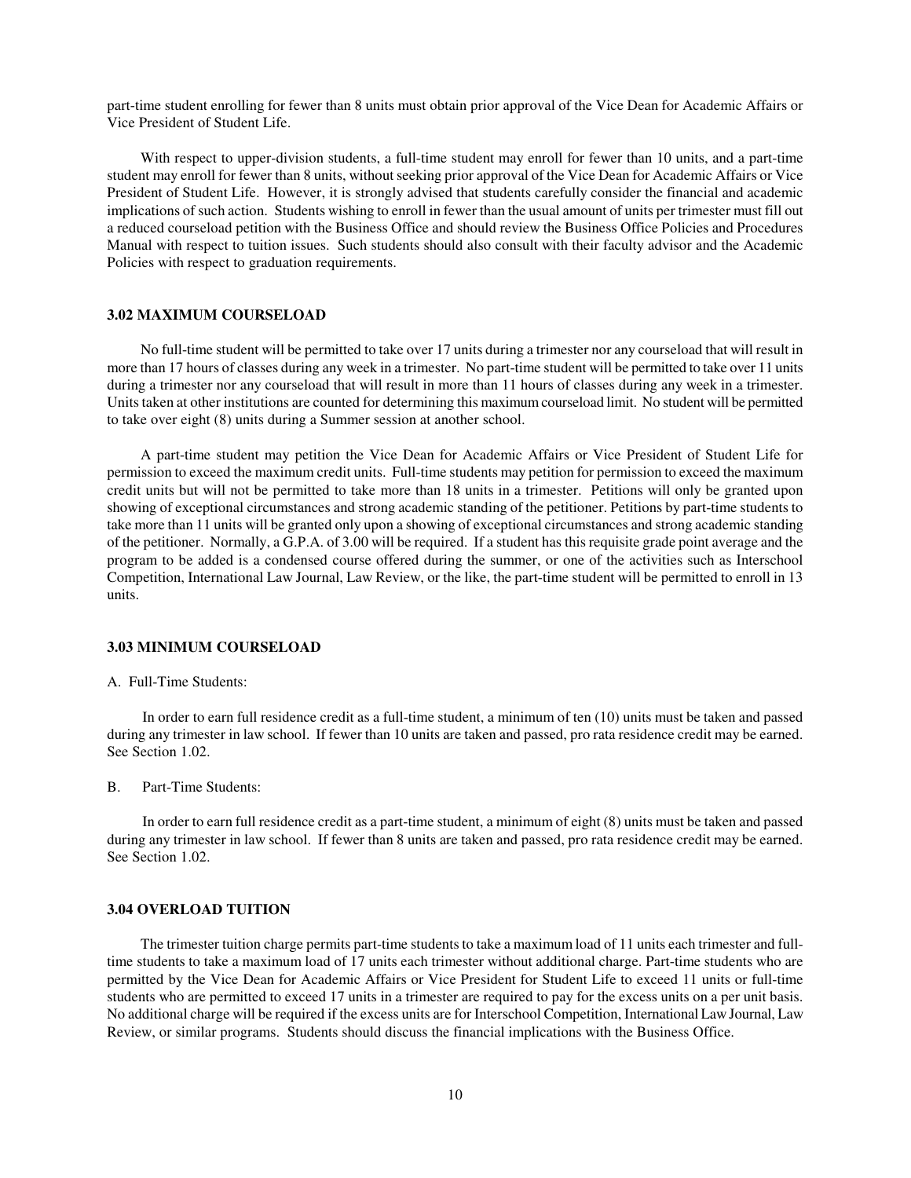part-time student enrolling for fewer than 8 units must obtain prior approval of the Vice Dean for Academic Affairs or Vice President of Student Life.

With respect to upper-division students, a full-time student may enroll for fewer than 10 units, and a part-time student may enroll for fewer than 8 units, without seeking prior approval of the Vice Dean for Academic Affairs or Vice President of Student Life. However, it is strongly advised that students carefully consider the financial and academic implications of such action. Students wishing to enroll in fewer than the usual amount of units per trimester must fill out a reduced courseload petition with the Business Office and should review the Business Office Policies and Procedures Manual with respect to tuition issues. Such students should also consult with their faculty advisor and the Academic Policies with respect to graduation requirements.

### 3.02 MAXIMUM COURSELOAD

No full-time student will be permitted to take over 17 units during a trimester nor any courseload that will result in more than 17 hours of classes during any week in a trimester. No part-time student will be permitted to take over 11 units during a trimester nor any courseload that will result in more than 11 hours of classes during any week in a trimester. Units taken at other institutions are counted for determining this maximum courseload limit. No student will be permitted to take over eight (8) units during a Summer session at another school.

A part-time student may petition the Vice Dean for Academic Affairs or Vice President of Student Life for permission to exceed the maximum credit units. Full-time students may petition for permission to exceed the maximum credit units but will not be permitted to take more than 18 units in a trimester. Petitions will only be granted upon showing of exceptional circumstances and strong academic standing of the petitioner. Petitions by part-time students to take more than 11 units will be granted only upon a showing of exceptional circumstances and strong academic standing of the petitioner. Normally, a G.P.A. of 3.00 will be required. If a student has this requisite grade point average and the program to be added is a condensed course offered during the summer, or one of the activities such as Interschool Competition, International Law Journal, Law Review, or the like, the part-time student will be permitted to enroll in 13 units.

### 3.03 MINIMUM COURSELOAD

A. Full-Time Students:

In order to earn full residence credit as a full-time student, a minimum of ten (10) units must be taken and passed during any trimester in law school. If fewer than 10 units are taken and passed, pro rata residence credit may be earned. See Section 1.02.

B. Part-Time Students:

In order to earn full residence credit as a part-time student, a minimum of eight (8) units must be taken and passed during any trimester in law school. If fewer than 8 units are taken and passed, pro rata residence credit may be earned. See Section 1.02.

### 3.04 OVERLOAD TUITION

The trimester tuition charge permits part-time students to take a maximum load of 11 units each trimester and full-time students to take a maximum load of 17 units each trimester without additional charge. Part-time students who are permitted by the Vice Dean for Academic Affairs or Vice President for Student Life to exceed 11 units or full-time students who are permitted to exceed 17 units in a trimester are required to pay for the excess units on a per unit basis. No additional charge will be required if the excess units are for Interschool Competition, International Law Journal, Law Review, or similar programs. Students should discuss the financial implications with the Business Office.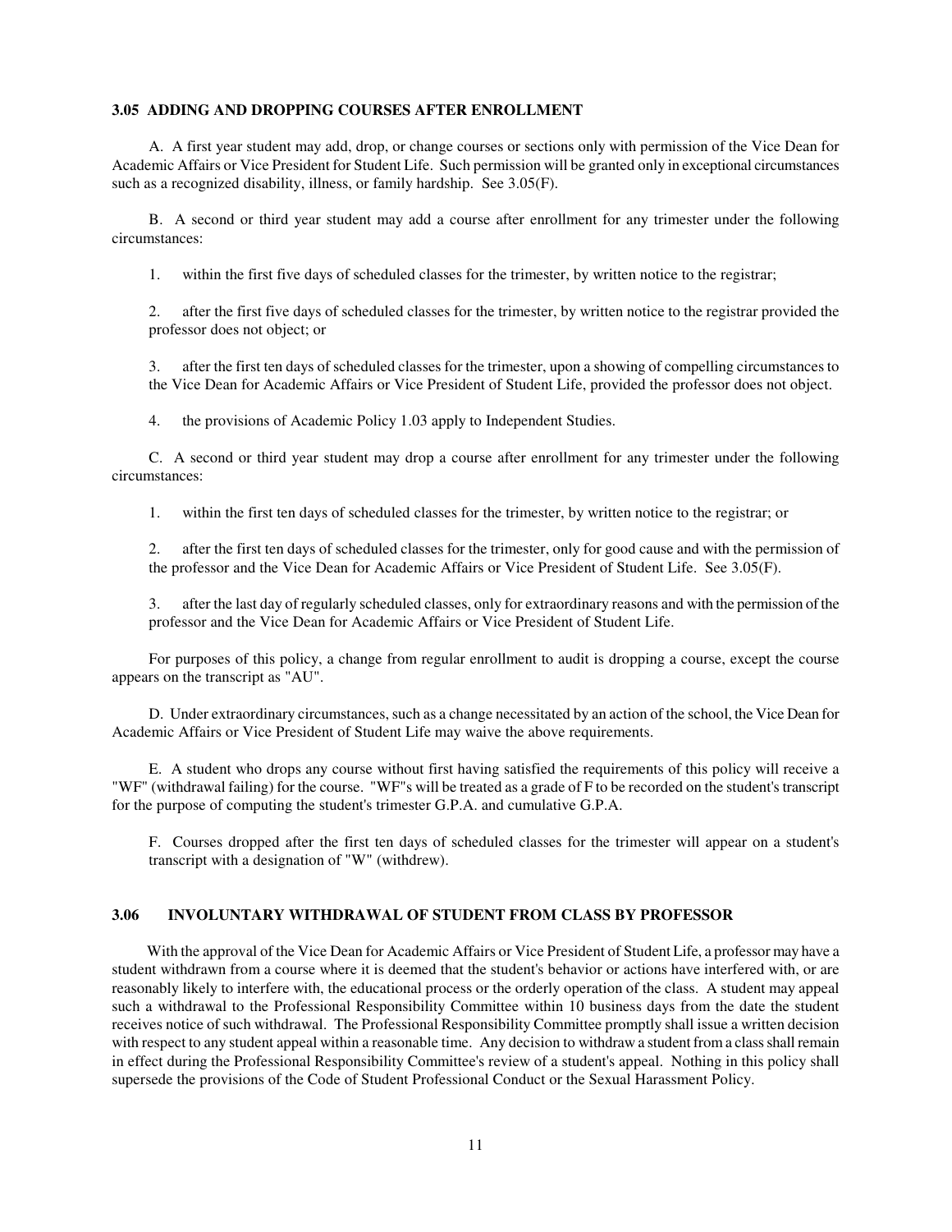### 3.05 ADDING AND DROPPING COURSES AFTER ENROLLMENT

A. A first year student may add, drop, or change courses or sections only with permission of the Vice Dean for Academic Affairs or Vice President for Student Life. Such permission will be granted only in exceptional circumstances such as a recognized disability, illness, or family hardship. See 3.05(F).

B. A second or third year student may add a course after enrollment for any trimester under the following circumstances:

1. within the first five days of scheduled classes for the trimester, by written notice to the registrar;

2. after the first five days of scheduled classes for the trimester, by written notice to the registrar provided the professor does not object; or

3. after the first ten days of scheduled classes for the trimester, upon a showing of compelling circumstances to the Vice Dean for Academic Affairs or Vice President of Student Life, provided the professor does not object.

4. the provisions of Academic Policy 1.03 apply to Independent Studies.

C. A second or third year student may drop a course after enrollment for any trimester under the following circumstances:

1. within the first ten days of scheduled classes for the trimester, by written notice to the registrar; or

2. after the first ten days of scheduled classes for the trimester, only for good cause and with the permission of the professor and the Vice Dean for Academic Affairs or Vice President of Student Life. See 3.05(F).

3. after the last day of regularly scheduled classes, only for extraordinary reasons and with the permission of the professor and the Vice Dean for Academic Affairs or Vice President of Student Life.

For purposes of this policy, a change from regular enrollment to audit is dropping a course, except the course appears on the transcript as "AU".

D. Under extraordinary circumstances, such as a change necessitated by an action of the school, the Vice Dean for Academic Affairs or Vice President of Student Life may waive the above requirements.

E. A student who drops any course without first having satisfied the requirements of this policy will receive a "WF" (withdrawal failing) for the course. "WF"s will be treated as a grade of F to be recorded on the student's transcript for the purpose of computing the student's trimester G.P.A. and cumulative G.P.A.

F. Courses dropped after the first ten days of scheduled classes for the trimester will appear on a student's transcript with a designation of "W" (withdrew).

### 3.06 INVOLUNTARY WITHDRAWAL OF STUDENT FROM CLASS BY PROFESSOR

With the approval of the Vice Dean for Academic Affairs or Vice President of Student Life, a professor may have a student withdrawn from a course where it is deemed that the student's behavior or actions have interfered with, or are reasonably likely to interfere with, the educational process or the orderly operation of the class. A student may appeal such a withdrawal to the Professional Responsibility Committee within 10 business days from the date the student receives notice of such withdrawal. The Professional Responsibility Committee promptly shall issue a written decision with respect to any student appeal within a reasonable time. Any decision to withdraw a student from a class shall remain in effect during the Professional Responsibility Committee's review of a student's appeal. Nothing in this policy shall supersede the provisions of the Code of Student Professional Conduct or the Sexual Harassment Policy.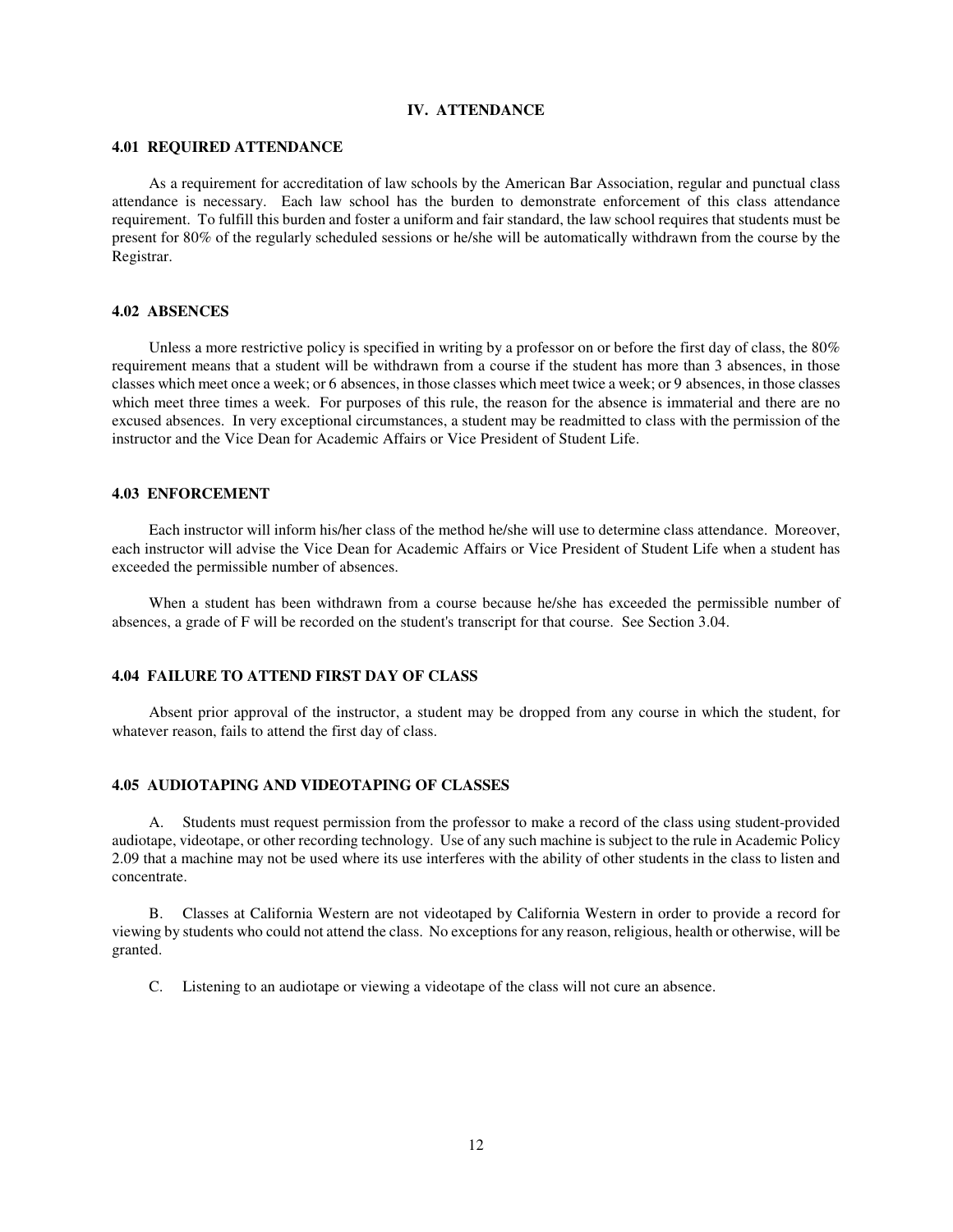## IV. ATTENDANCE

### 4.01 REQUIRED ATTENDANCE

As a requirement for accreditation of law schools by the American Bar Association, regular and punctual class attendance is necessary. Each law school has the burden to demonstrate enforcement of this class attendance requirement. To fulfill this burden and foster a uniform and fair standard, the law school requires that students must be present for 80% of the regularly scheduled sessions or he/she will be automatically withdrawn from the course by the Registrar.

### 4.02 ABSENCES

Unless a more restrictive policy is specified in writing by a professor on or before the first day of class, the 80% requirement means that a student will be withdrawn from a course if the student has more than 3 absences, in those classes which meet once a week; or 6 absences, in those classes which meet twice a week; or 9 absences, in those classes which meet three times a week. For purposes of this rule, the reason for the absence is immaterial and there are no excused absences. In very exceptional circumstances, a student may be readmitted to class with the permission of the instructor and the Vice Dean for Academic Affairs or Vice President of Student Life.

### 4.03 ENFORCEMENT

Each instructor will inform his/her class of the method he/she will use to determine class attendance. Moreover, each instructor will advise the Vice Dean for Academic Affairs or Vice President of Student Life when a student has exceeded the permissible number of absences.

When a student has been withdrawn from a course because he/she has exceeded the permissible number of absences, a grade of F will be recorded on the student's transcript for that course. See Section 3.04.

### 4.04 FAILURE TO ATTEND FIRST DAY OF CLASS

Absent prior approval of the instructor, a student may be dropped from any course in which the student, for whatever reason, fails to attend the first day of class.

### 4.05 AUDIOTAPING AND VIDEOTAPING OF CLASSES

A. Students must request permission from the professor to make a record of the class using student-provided audiotape, videotape, or other recording technology. Use of any such machine is subject to the rule in Academic Policy 2.09 that a machine may not be used where its use interferes with the ability of other students in the class to listen and concentrate.

B. Classes at California Western are not videotaped by California Western in order to provide a record for viewing by students who could not attend the class. No exceptions for any reason, religious, health or otherwise, will be granted.

C. Listening to an audiotape or viewing a videotape of the class will not cure an absence.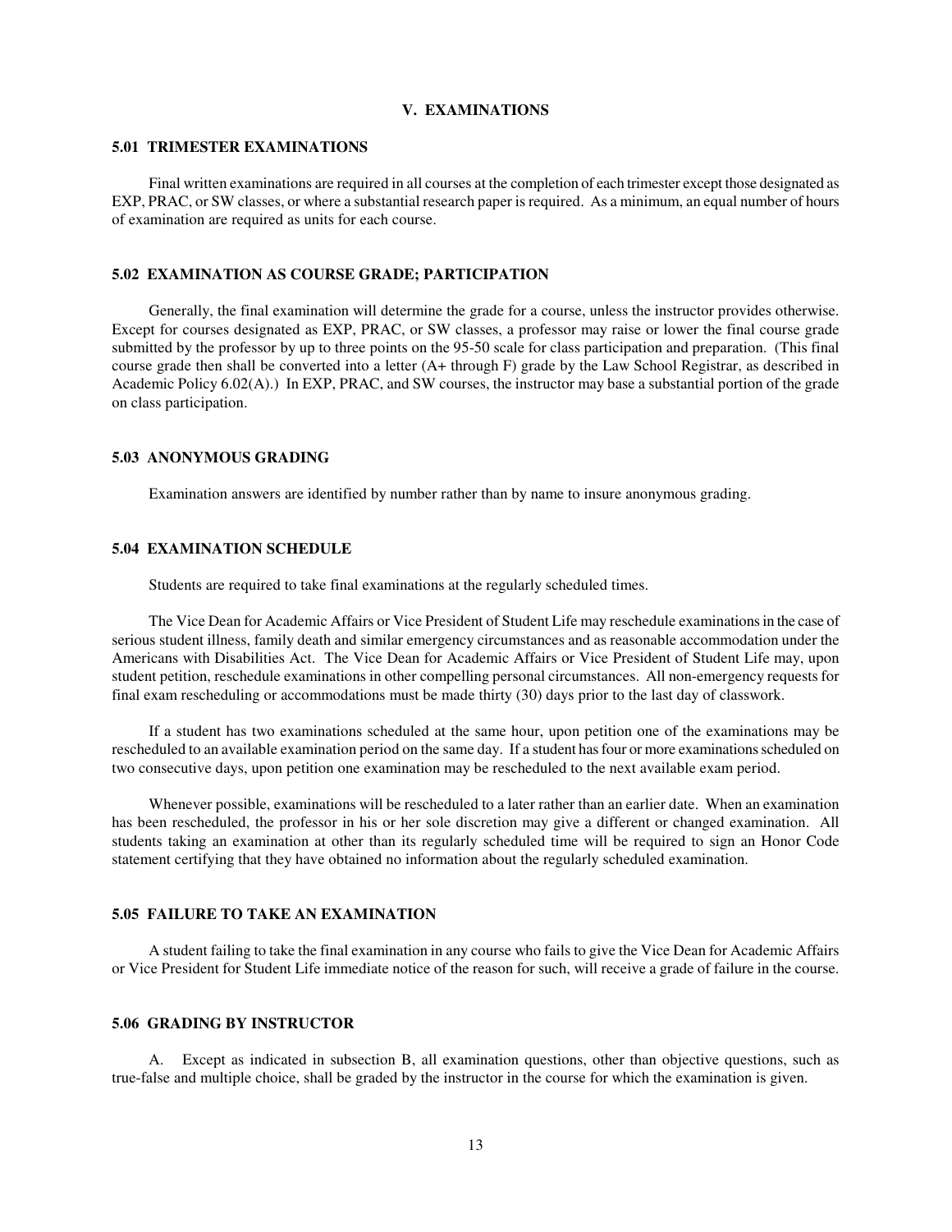## V. EXAMINATIONS

### 5.01 TRIMESTER EXAMINATIONS

Final written examinations are required in all courses at the completion of each trimester except those designated as EXP, PRAC, or SW classes, or where a substantial research paper is required. As a minimum, an equal number of hours of examination are required as units for each course.

### 5.02 EXAMINATION AS COURSE GRADE; PARTICIPATION

Generally, the final examination will determine the grade for a course, unless the instructor provides otherwise. Except for courses designated as EXP, PRAC, or SW classes, a professor may raise or lower the final course grade submitted by the professor by up to three points on the 95-50 scale for class participation and preparation. (This final course grade then shall be converted into a letter (A+ through F) grade by the Law School Registrar, as described in Academic Policy 6.02(A).) In EXP, PRAC, and SW courses, the instructor may base a substantial portion of the grade on class participation.

### 5.03 ANONYMOUS GRADING

Examination answers are identified by number rather than by name to insure anonymous grading.

### 5.04 EXAMINATION SCHEDULE

Students are required to take final examinations at the regularly scheduled times.

The Vice Dean for Academic Affairs or Vice President of Student Life may reschedule examinations in the case of serious student illness, family death and similar emergency circumstances and as reasonable accommodation under the Americans with Disabilities Act. The Vice Dean for Academic Affairs or Vice President of Student Life may, upon student petition, reschedule examinations in other compelling personal circumstances. All non-emergency requests for final exam rescheduling or accommodations must be made thirty (30) days prior to the last day of classwork.

If a student has two examinations scheduled at the same hour, upon petition one of the examinations may be rescheduled to an available examination period on the same day. If a student has four or more examinations scheduled on two consecutive days, upon petition one examination may be rescheduled to the next available exam period.

Whenever possible, examinations will be rescheduled to a later rather than an earlier date. When an examination has been rescheduled, the professor in his or her sole discretion may give a different or changed examination. All students taking an examination at other than its regularly scheduled time will be required to sign an Honor Code statement certifying that they have obtained no information about the regularly scheduled examination.

### 5.05 FAILURE TO TAKE AN EXAMINATION

A student failing to take the final examination in any course who fails to give the Vice Dean for Academic Affairs or Vice President for Student Life immediate notice of the reason for such, will receive a grade of failure in the course.

### 5.06 GRADING BY INSTRUCTOR

A. Except as indicated in subsection B, all examination questions, other than objective questions, such as true-false and multiple choice, shall be graded by the instructor in the course for which the examination is given.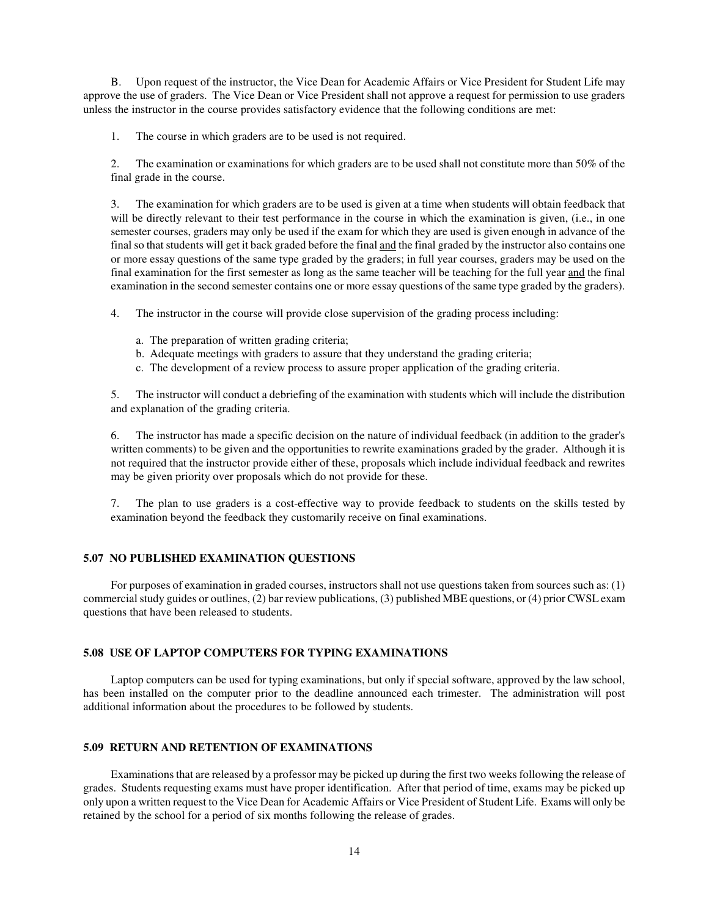B. Upon request of the instructor, the Vice Dean for Academic Affairs or Vice President for Student Life may approve the use of graders. The Vice Dean or Vice President shall not approve a request for permission to use graders unless the instructor in the course provides satisfactory evidence that the following conditions are met:

1. The course in which graders are to be used is not required.

2. The examination or examinations for which graders are to be used shall not constitute more than 50% of the final grade in the course.

3. The examination for which graders are to be used is given at a time when students will obtain feedback that will be directly relevant to their test performance in the course in which the examination is given, (i.e., in one semester courses, graders may only be used if the exam for which they are used is given enough in advance of the final so that students will get it back graded before the final <u>and</u> the final graded by the instructor also contains one or more essay questions of the same type graded by the graders; in full year courses, graders may be used on the final examination for the first semester as long as the same teacher will be teaching for the full year <u>and</u> the final examination in the second semester contains one or more essay questions of the same type graded by the graders).

4. The instructor in the course will provide close supervision of the grading process including:

   a. The preparation of written grading criteria;
   b. Adequate meetings with graders to assure that they understand the grading criteria;
   c. The development of a review process to assure proper application of the grading criteria.

5. The instructor will conduct a debriefing of the examination with students which will include the distribution and explanation of the grading criteria.

6. The instructor has made a specific decision on the nature of individual feedback (in addition to the grader's written comments) to be given and the opportunities to rewrite examinations graded by the grader. Although it is not required that the instructor provide either of these, proposals which include individual feedback and rewrites may be given priority over proposals which do not provide for these.

7. The plan to use graders is a cost-effective way to provide feedback to students on the skills tested by examination beyond the feedback they customarily receive on final examinations.

### 5.07 NO PUBLISHED EXAMINATION QUESTIONS

For purposes of examination in graded courses, instructors shall not use questions taken from sources such as: (1) commercial study guides or outlines, (2) bar review publications, (3) published MBE questions, or (4) prior CWSL exam questions that have been released to students.

### 5.08 USE OF LAPTOP COMPUTERS FOR TYPING EXAMINATIONS

Laptop computers can be used for typing examinations, but only if special software, approved by the law school, has been installed on the computer prior to the deadline announced each trimester. The administration will post additional information about the procedures to be followed by students.

### 5.09 RETURN AND RETENTION OF EXAMINATIONS

Examinations that are released by a professor may be picked up during the first two weeks following the release of grades. Students requesting exams must have proper identification. After that period of time, exams may be picked up only upon a written request to the Vice Dean for Academic Affairs or Vice President of Student Life. Exams will only be retained by the school for a period of six months following the release of grades.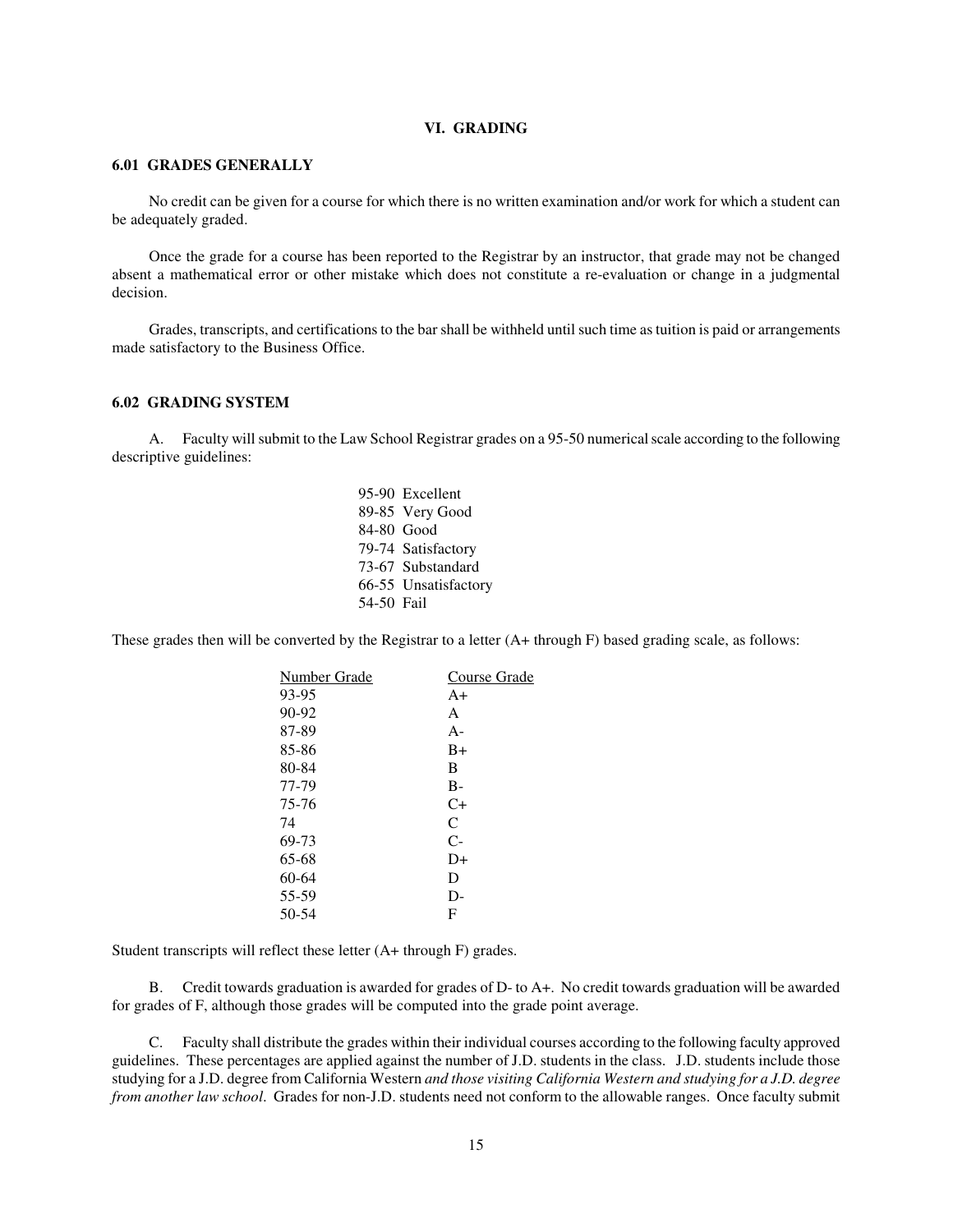## VI. GRADING

### 6.01 GRADES GENERALLY

No credit can be given for a course for which there is no written examination and/or work for which a student can be adequately graded.

Once the grade for a course has been reported to the Registrar by an instructor, that grade may not be changed absent a mathematical error or other mistake which does not constitute a re-evaluation or change in a judgmental decision.

Grades, transcripts, and certifications to the bar shall be withheld until such time as tuition is paid or arrangements made satisfactory to the Business Office.

### 6.02 GRADING SYSTEM

A. Faculty will submit to the Law School Registrar grades on a 95-50 numerical scale according to the following descriptive guidelines:

95-90 Excellent
89-85 Very Good
84-80 Good
79-74 Satisfactory
73-67 Substandard
66-55 Unsatisfactory
54-50 Fail

These grades then will be converted by the Registrar to a letter (A+ through F) based grading scale, as follows:

| Number Grade | Course Grade |
|---|---|
| 93-95 | A+ |
| 90-92 | A |
| 87-89 | A- |
| 85-86 | B+ |
| 80-84 | B |
| 77-79 | B- |
| 75-76 | C+ |
| 74 | C |
| 69-73 | C- |
| 65-68 | D+ |
| 60-64 | D |
| 55-59 | D- |
| 50-54 | F |

Student transcripts will reflect these letter (A+ through F) grades.

B. Credit towards graduation is awarded for grades of D- to A+. No credit towards graduation will be awarded for grades of F, although those grades will be computed into the grade point average.

C. Faculty shall distribute the grades within their individual courses according to the following faculty approved guidelines. These percentages are applied against the number of J.D. students in the class. J.D. students include those studying for a J.D. degree from California Western *and those visiting California Western and studying for a J.D. degree from another law school*. Grades for non-J.D. students need not conform to the allowable ranges. Once faculty submit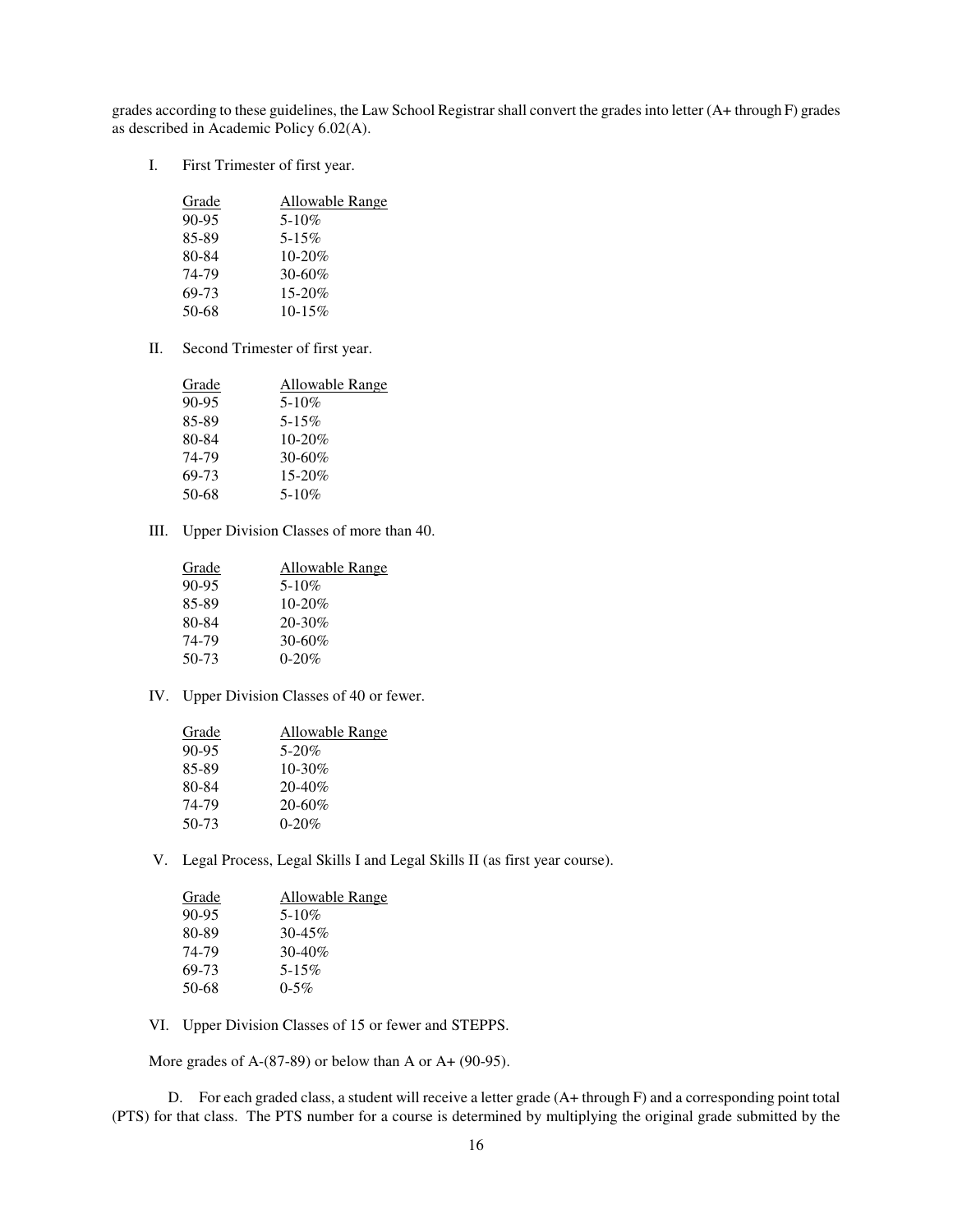grades according to these guidelines, the Law School Registrar shall convert the grades into letter (A+ through F) grades as described in Academic Policy 6.02(A).

I. First Trimester of first year.

| Grade | Allowable Range |
|---|---|
| 90-95 | 5-10% |
| 85-89 | 5-15% |
| 80-84 | 10-20% |
| 74-79 | 30-60% |
| 69-73 | 15-20% |
| 50-68 | 10-15% |

II. Second Trimester of first year.

| Grade | Allowable Range |
|---|---|
| 90-95 | 5-10% |
| 85-89 | 5-15% |
| 80-84 | 10-20% |
| 74-79 | 30-60% |
| 69-73 | 15-20% |
| 50-68 | 5-10% |

III. Upper Division Classes of more than 40.

| Grade | Allowable Range |
|---|---|
| 90-95 | 5-10% |
| 85-89 | 10-20% |
| 80-84 | 20-30% |
| 74-79 | 30-60% |
| 50-73 | 0-20% |

IV. Upper Division Classes of 40 or fewer.

| Grade | Allowable Range |
|---|---|
| 90-95 | 5-20% |
| 85-89 | 10-30% |
| 80-84 | 20-40% |
| 74-79 | 20-60% |
| 50-73 | 0-20% |

V. Legal Process, Legal Skills I and Legal Skills II (as first year course).

| Grade | Allowable Range |
|---|---|
| 90-95 | 5-10% |
| 80-89 | 30-45% |
| 74-79 | 30-40% |
| 69-73 | 5-15% |
| 50-68 | 0-5% |

VI. Upper Division Classes of 15 or fewer and STEPPS.

More grades of A-(87-89) or below than A or A+ (90-95).

D. For each graded class, a student will receive a letter grade (A+ through F) and a corresponding point total (PTS) for that class. The PTS number for a course is determined by multiplying the original grade submitted by the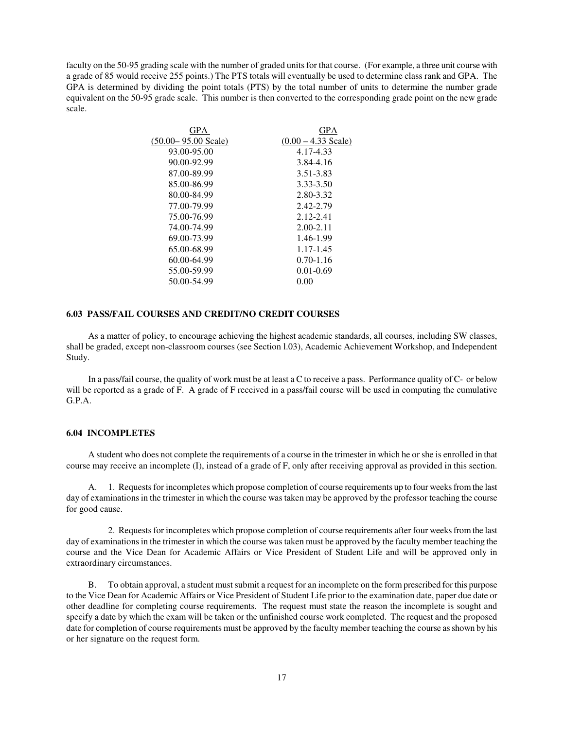faculty on the 50-95 grading scale with the number of graded units for that course. (For example, a three unit course with a grade of 85 would receive 255 points.) The PTS totals will eventually be used to determine class rank and GPA. The GPA is determined by dividing the point totals (PTS) by the total number of units to determine the number grade equivalent on the 50-95 grade scale. This number is then converted to the corresponding grade point on the new grade scale.

| GPA (50.00– 95.00 Scale) | GPA (0.00 – 4.33 Scale) |
|---|---|
| 93.00-95.00 | 4.17-4.33 |
| 90.00-92.99 | 3.84-4.16 |
| 87.00-89.99 | 3.51-3.83 |
| 85.00-86.99 | 3.33-3.50 |
| 80.00-84.99 | 2.80-3.32 |
| 77.00-79.99 | 2.42-2.79 |
| 75.00-76.99 | 2.12-2.41 |
| 74.00-74.99 | 2.00-2.11 |
| 69.00-73.99 | 1.46-1.99 |
| 65.00-68.99 | 1.17-1.45 |
| 60.00-64.99 | 0.70-1.16 |
| 55.00-59.99 | 0.01-0.69 |
| 50.00-54.99 | 0.00 |

### 6.03 PASS/FAIL COURSES AND CREDIT/NO CREDIT COURSES

As a matter of policy, to encourage achieving the highest academic standards, all courses, including SW classes, shall be graded, except non-classroom courses (see Section l.03), Academic Achievement Workshop, and Independent Study.

In a pass/fail course, the quality of work must be at least a C to receive a pass. Performance quality of C- or below will be reported as a grade of F. A grade of F received in a pass/fail course will be used in computing the cumulative G.P.A.

### 6.04 INCOMPLETES

A student who does not complete the requirements of a course in the trimester in which he or she is enrolled in that course may receive an incomplete (I), instead of a grade of F, only after receiving approval as provided in this section.

A. 1. Requests for incompletes which propose completion of course requirements up to four weeks from the last day of examinations in the trimester in which the course was taken may be approved by the professor teaching the course for good cause.

2. Requests for incompletes which propose completion of course requirements after four weeks from the last day of examinations in the trimester in which the course was taken must be approved by the faculty member teaching the course and the Vice Dean for Academic Affairs or Vice President of Student Life and will be approved only in extraordinary circumstances.

B. To obtain approval, a student must submit a request for an incomplete on the form prescribed for this purpose to the Vice Dean for Academic Affairs or Vice President of Student Life prior to the examination date, paper due date or other deadline for completing course requirements. The request must state the reason the incomplete is sought and specify a date by which the exam will be taken or the unfinished course work completed. The request and the proposed date for completion of course requirements must be approved by the faculty member teaching the course as shown by his or her signature on the request form.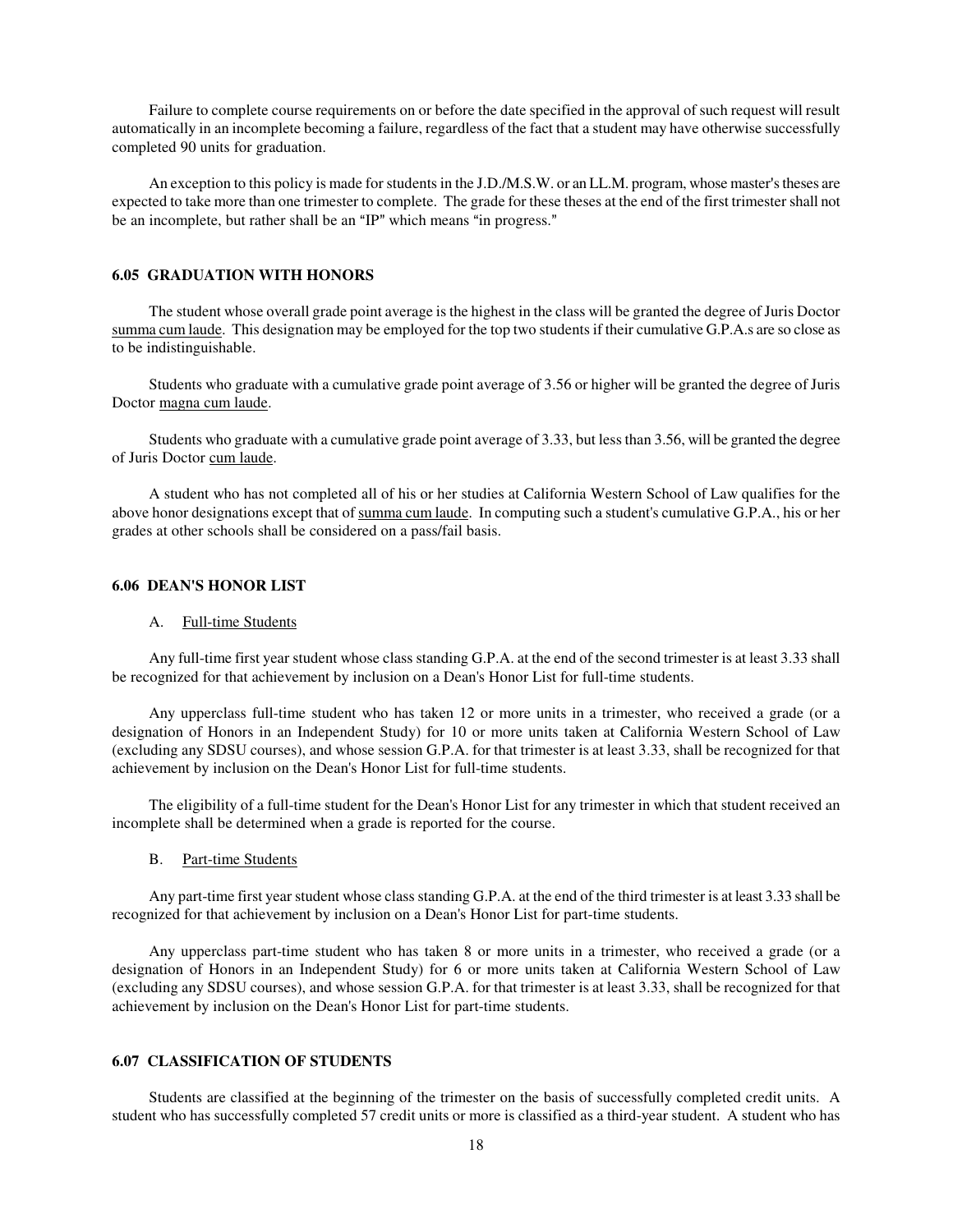Failure to complete course requirements on or before the date specified in the approval of such request will result automatically in an incomplete becoming a failure, regardless of the fact that a student may have otherwise successfully completed 90 units for graduation.

An exception to this policy is made for students in the J.D./M.S.W. or an LL.M. program, whose master's theses are expected to take more than one trimester to complete. The grade for these theses at the end of the first trimester shall not be an incomplete, but rather shall be an "IP" which means "in progress."

### 6.05 GRADUATION WITH HONORS

The student whose overall grade point average is the highest in the class will be granted the degree of Juris Doctor summa cum laude. This designation may be employed for the top two students if their cumulative G.P.A.s are so close as to be indistinguishable.

Students who graduate with a cumulative grade point average of 3.56 or higher will be granted the degree of Juris Doctor magna cum laude.

Students who graduate with a cumulative grade point average of 3.33, but less than 3.56, will be granted the degree of Juris Doctor cum laude.

A student who has not completed all of his or her studies at California Western School of Law qualifies for the above honor designations except that of summa cum laude. In computing such a student's cumulative G.P.A., his or her grades at other schools shall be considered on a pass/fail basis.

### 6.06 DEAN'S HONOR LIST

A. Full-time Students

Any full-time first year student whose class standing G.P.A. at the end of the second trimester is at least 3.33 shall be recognized for that achievement by inclusion on a Dean's Honor List for full-time students.

Any upperclass full-time student who has taken 12 or more units in a trimester, who received a grade (or a designation of Honors in an Independent Study) for 10 or more units taken at California Western School of Law (excluding any SDSU courses), and whose session G.P.A. for that trimester is at least 3.33, shall be recognized for that achievement by inclusion on the Dean's Honor List for full-time students.

The eligibility of a full-time student for the Dean's Honor List for any trimester in which that student received an incomplete shall be determined when a grade is reported for the course.

B. Part-time Students

Any part-time first year student whose class standing G.P.A. at the end of the third trimester is at least 3.33 shall be recognized for that achievement by inclusion on a Dean's Honor List for part-time students.

Any upperclass part-time student who has taken 8 or more units in a trimester, who received a grade (or a designation of Honors in an Independent Study) for 6 or more units taken at California Western School of Law (excluding any SDSU courses), and whose session G.P.A. for that trimester is at least 3.33, shall be recognized for that achievement by inclusion on the Dean's Honor List for part-time students.

### 6.07 CLASSIFICATION OF STUDENTS

Students are classified at the beginning of the trimester on the basis of successfully completed credit units. A student who has successfully completed 57 credit units or more is classified as a third-year student. A student who has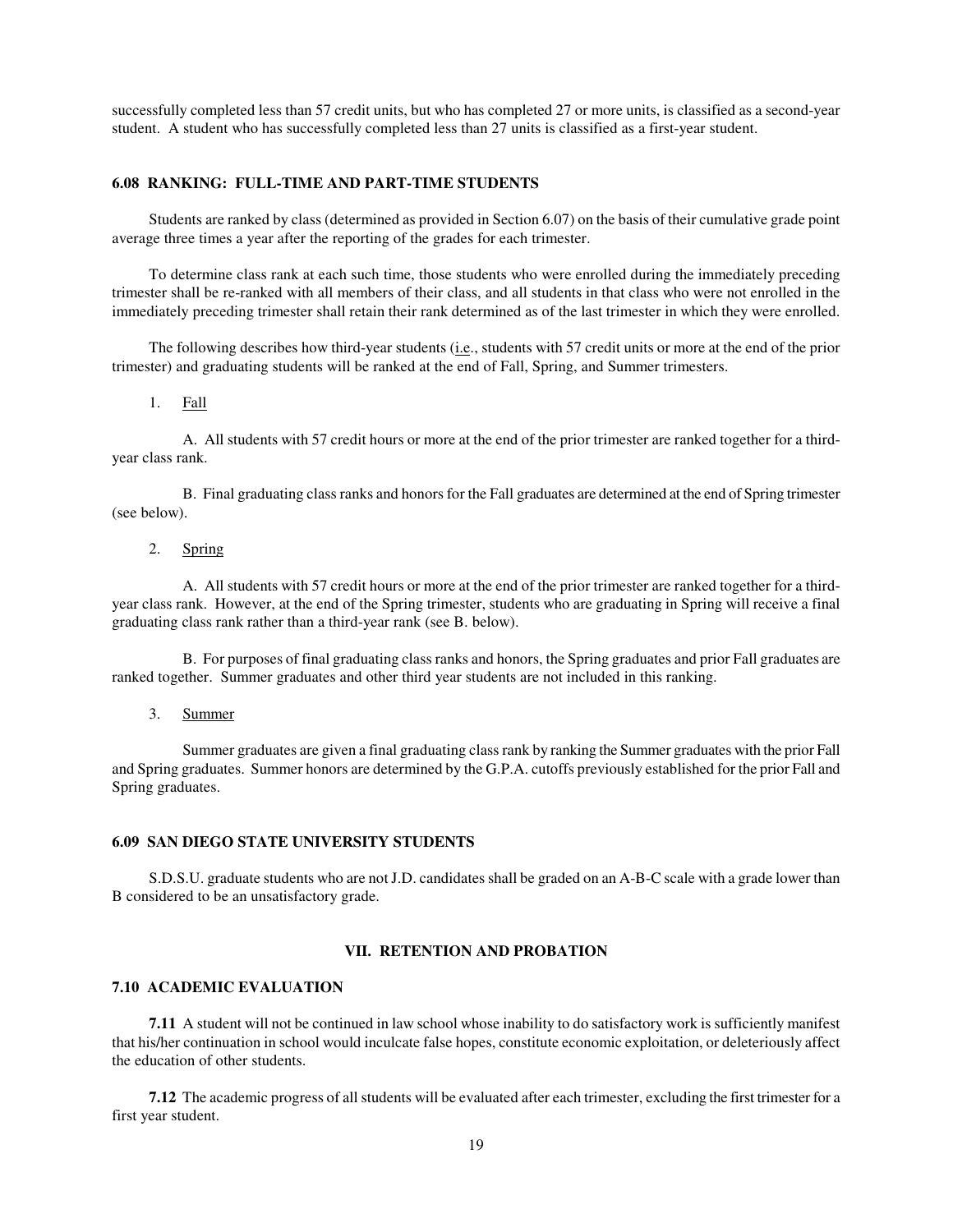successfully completed less than 57 credit units, but who has completed 27 or more units, is classified as a second-year student. A student who has successfully completed less than 27 units is classified as a first-year student.

### 6.08 RANKING: FULL-TIME AND PART-TIME STUDENTS

Students are ranked by class (determined as provided in Section 6.07) on the basis of their cumulative grade point average three times a year after the reporting of the grades for each trimester.

To determine class rank at each such time, those students who were enrolled during the immediately preceding trimester shall be re-ranked with all members of their class, and all students in that class who were not enrolled in the immediately preceding trimester shall retain their rank determined as of the last trimester in which they were enrolled.

The following describes how third-year students (i.e., students with 57 credit units or more at the end of the prior trimester) and graduating students will be ranked at the end of Fall, Spring, and Summer trimesters.

1. Fall

A. All students with 57 credit hours or more at the end of the prior trimester are ranked together for a third-year class rank.

B. Final graduating class ranks and honors for the Fall graduates are determined at the end of Spring trimester (see below).

2. Spring

A. All students with 57 credit hours or more at the end of the prior trimester are ranked together for a third-year class rank. However, at the end of the Spring trimester, students who are graduating in Spring will receive a final graduating class rank rather than a third-year rank (see B. below).

B. For purposes of final graduating class ranks and honors, the Spring graduates and prior Fall graduates are ranked together. Summer graduates and other third year students are not included in this ranking.

3. Summer

Summer graduates are given a final graduating class rank by ranking the Summer graduates with the prior Fall and Spring graduates. Summer honors are determined by the G.P.A. cutoffs previously established for the prior Fall and Spring graduates.

### 6.09 SAN DIEGO STATE UNIVERSITY STUDENTS

S.D.S.U. graduate students who are not J.D. candidates shall be graded on an A-B-C scale with a grade lower than B considered to be an unsatisfactory grade.

## VII. RETENTION AND PROBATION

### 7.10 ACADEMIC EVALUATION

**7.11** A student will not be continued in law school whose inability to do satisfactory work is sufficiently manifest that his/her continuation in school would inculcate false hopes, constitute economic exploitation, or deleteriously affect the education of other students.

**7.12** The academic progress of all students will be evaluated after each trimester, excluding the first trimester for a first year student.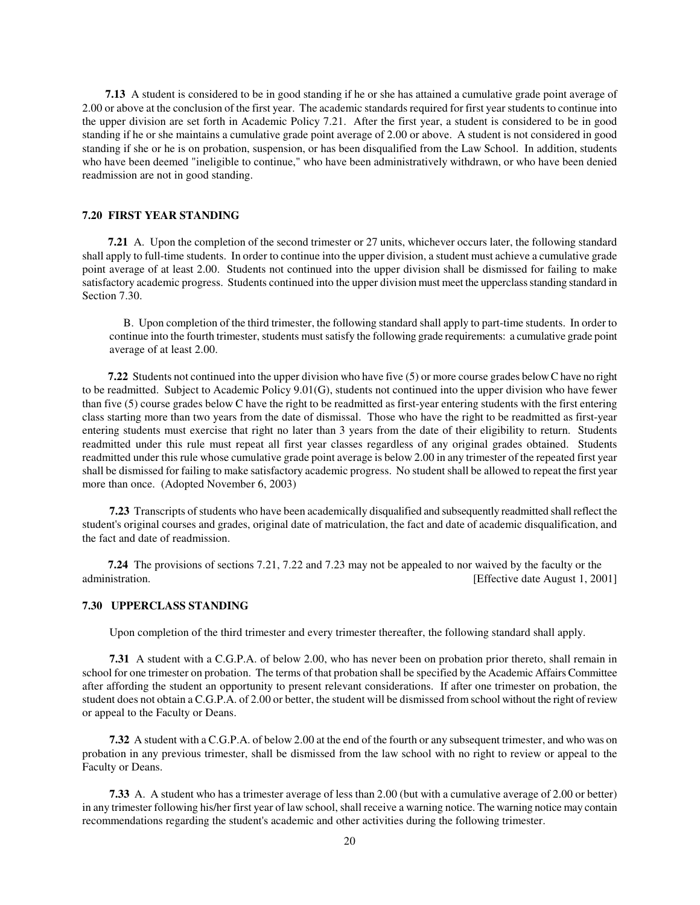**7.13** A student is considered to be in good standing if he or she has attained a cumulative grade point average of 2.00 or above at the conclusion of the first year. The academic standards required for first year students to continue into the upper division are set forth in Academic Policy 7.21. After the first year, a student is considered to be in good standing if he or she maintains a cumulative grade point average of 2.00 or above. A student is not considered in good standing if she or he is on probation, suspension, or has been disqualified from the Law School. In addition, students who have been deemed "ineligible to continue," who have been administratively withdrawn, or who have been denied readmission are not in good standing.

### 7.20 FIRST YEAR STANDING

**7.21** A. Upon the completion of the second trimester or 27 units, whichever occurs later, the following standard shall apply to full-time students. In order to continue into the upper division, a student must achieve a cumulative grade point average of at least 2.00. Students not continued into the upper division shall be dismissed for failing to make satisfactory academic progress. Students continued into the upper division must meet the upperclass standing standard in Section 7.30.

B. Upon completion of the third trimester, the following standard shall apply to part-time students. In order to continue into the fourth trimester, students must satisfy the following grade requirements: a cumulative grade point average of at least 2.00.

**7.22** Students not continued into the upper division who have five (5) or more course grades below C have no right to be readmitted. Subject to Academic Policy 9.01(G), students not continued into the upper division who have fewer than five (5) course grades below C have the right to be readmitted as first-year entering students with the first entering class starting more than two years from the date of dismissal. Those who have the right to be readmitted as first-year entering students must exercise that right no later than 3 years from the date of their eligibility to return. Students readmitted under this rule must repeat all first year classes regardless of any original grades obtained. Students readmitted under this rule whose cumulative grade point average is below 2.00 in any trimester of the repeated first year shall be dismissed for failing to make satisfactory academic progress. No student shall be allowed to repeat the first year more than once. (Adopted November 6, 2003)

**7.23** Transcripts of students who have been academically disqualified and subsequently readmitted shall reflect the student's original courses and grades, original date of matriculation, the fact and date of academic disqualification, and the fact and date of readmission.

**7.24** The provisions of sections 7.21, 7.22 and 7.23 may not be appealed to nor waived by the faculty or the administration. [Effective date August 1, 2001]

### 7.30 UPPERCLASS STANDING

Upon completion of the third trimester and every trimester thereafter, the following standard shall apply.

**7.31** A student with a C.G.P.A. of below 2.00, who has never been on probation prior thereto, shall remain in school for one trimester on probation. The terms of that probation shall be specified by the Academic Affairs Committee after affording the student an opportunity to present relevant considerations. If after one trimester on probation, the student does not obtain a C.G.P.A. of 2.00 or better, the student will be dismissed from school without the right of review or appeal to the Faculty or Deans.

**7.32** A student with a C.G.P.A. of below 2.00 at the end of the fourth or any subsequent trimester, and who was on probation in any previous trimester, shall be dismissed from the law school with no right to review or appeal to the Faculty or Deans.

**7.33** A. A student who has a trimester average of less than 2.00 (but with a cumulative average of 2.00 or better) in any trimester following his/her first year of law school, shall receive a warning notice. The warning notice may contain recommendations regarding the student's academic and other activities during the following trimester.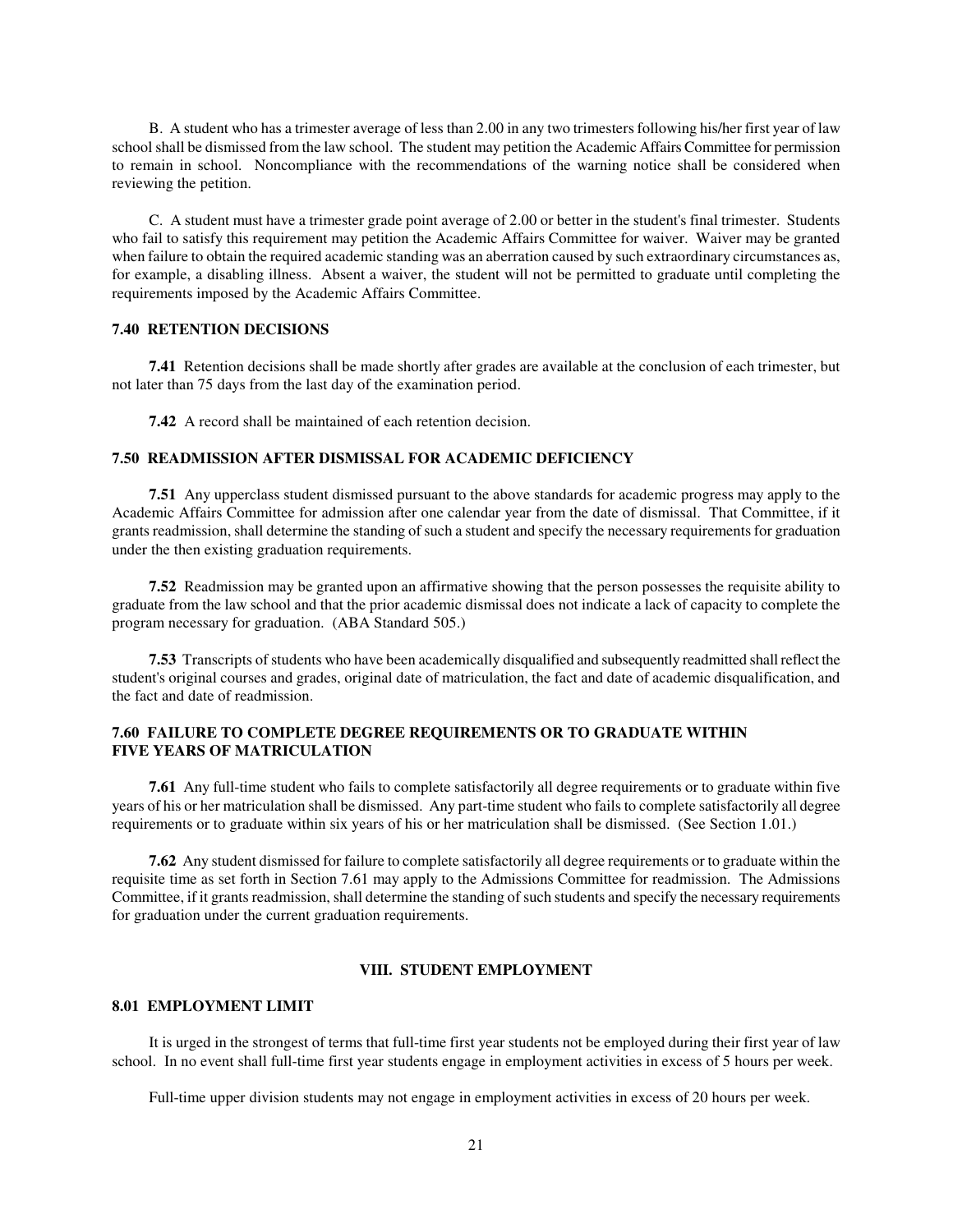B. A student who has a trimester average of less than 2.00 in any two trimesters following his/her first year of law school shall be dismissed from the law school. The student may petition the Academic Affairs Committee for permission to remain in school. Noncompliance with the recommendations of the warning notice shall be considered when reviewing the petition.

C. A student must have a trimester grade point average of 2.00 or better in the student's final trimester. Students who fail to satisfy this requirement may petition the Academic Affairs Committee for waiver. Waiver may be granted when failure to obtain the required academic standing was an aberration caused by such extraordinary circumstances as, for example, a disabling illness. Absent a waiver, the student will not be permitted to graduate until completing the requirements imposed by the Academic Affairs Committee.

### 7.40 RETENTION DECISIONS

**7.41** Retention decisions shall be made shortly after grades are available at the conclusion of each trimester, but not later than 75 days from the last day of the examination period.

**7.42** A record shall be maintained of each retention decision.

### 7.50 READMISSION AFTER DISMISSAL FOR ACADEMIC DEFICIENCY

**7.51** Any upperclass student dismissed pursuant to the above standards for academic progress may apply to the Academic Affairs Committee for admission after one calendar year from the date of dismissal. That Committee, if it grants readmission, shall determine the standing of such a student and specify the necessary requirements for graduation under the then existing graduation requirements.

**7.52** Readmission may be granted upon an affirmative showing that the person possesses the requisite ability to graduate from the law school and that the prior academic dismissal does not indicate a lack of capacity to complete the program necessary for graduation. (ABA Standard 505.)

**7.53** Transcripts of students who have been academically disqualified and subsequently readmitted shall reflect the student's original courses and grades, original date of matriculation, the fact and date of academic disqualification, and the fact and date of readmission.

### 7.60 FAILURE TO COMPLETE DEGREE REQUIREMENTS OR TO GRADUATE WITHIN FIVE YEARS OF MATRICULATION

**7.61** Any full-time student who fails to complete satisfactorily all degree requirements or to graduate within five years of his or her matriculation shall be dismissed. Any part-time student who fails to complete satisfactorily all degree requirements or to graduate within six years of his or her matriculation shall be dismissed. (See Section 1.01.)

**7.62** Any student dismissed for failure to complete satisfactorily all degree requirements or to graduate within the requisite time as set forth in Section 7.61 may apply to the Admissions Committee for readmission. The Admissions Committee, if it grants readmission, shall determine the standing of such students and specify the necessary requirements for graduation under the current graduation requirements.

## VIII. STUDENT EMPLOYMENT

### 8.01 EMPLOYMENT LIMIT

It is urged in the strongest of terms that full-time first year students not be employed during their first year of law school. In no event shall full-time first year students engage in employment activities in excess of 5 hours per week.

Full-time upper division students may not engage in employment activities in excess of 20 hours per week.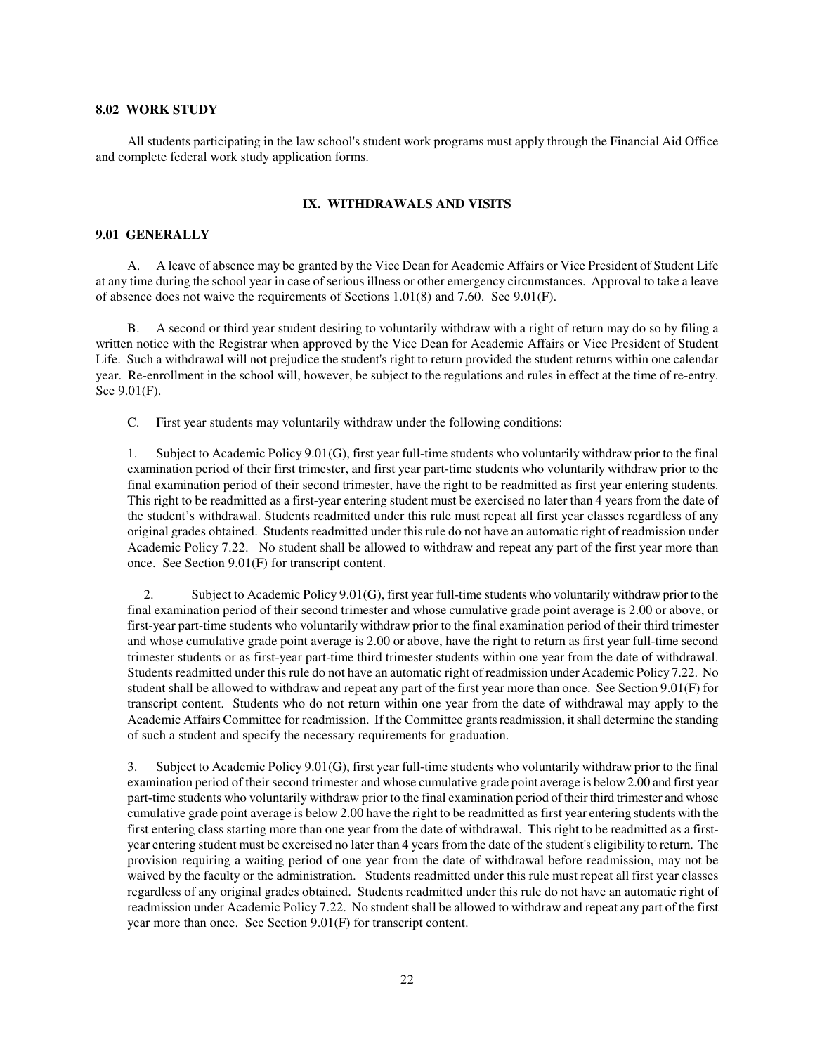### 8.02 WORK STUDY

All students participating in the law school's student work programs must apply through the Financial Aid Office and complete federal work study application forms.

## IX. WITHDRAWALS AND VISITS

### 9.01 GENERALLY

A. A leave of absence may be granted by the Vice Dean for Academic Affairs or Vice President of Student Life at any time during the school year in case of serious illness or other emergency circumstances. Approval to take a leave of absence does not waive the requirements of Sections 1.01(8) and 7.60. See 9.01(F).

B. A second or third year student desiring to voluntarily withdraw with a right of return may do so by filing a written notice with the Registrar when approved by the Vice Dean for Academic Affairs or Vice President of Student Life. Such a withdrawal will not prejudice the student's right to return provided the student returns within one calendar year. Re-enrollment in the school will, however, be subject to the regulations and rules in effect at the time of re-entry. See 9.01(F).

C. First year students may voluntarily withdraw under the following conditions:

1. Subject to Academic Policy 9.01(G), first year full-time students who voluntarily withdraw prior to the final examination period of their first trimester, and first year part-time students who voluntarily withdraw prior to the final examination period of their second trimester, have the right to be readmitted as first year entering students. This right to be readmitted as a first-year entering student must be exercised no later than 4 years from the date of the student's withdrawal. Students readmitted under this rule must repeat all first year classes regardless of any original grades obtained. Students readmitted under this rule do not have an automatic right of readmission under Academic Policy 7.22. No student shall be allowed to withdraw and repeat any part of the first year more than once. See Section 9.01(F) for transcript content.

2. Subject to Academic Policy 9.01(G), first year full-time students who voluntarily withdraw prior to the final examination period of their second trimester and whose cumulative grade point average is 2.00 or above, or first-year part-time students who voluntarily withdraw prior to the final examination period of their third trimester and whose cumulative grade point average is 2.00 or above, have the right to return as first year full-time second trimester students or as first-year part-time third trimester students within one year from the date of withdrawal. Students readmitted under this rule do not have an automatic right of readmission under Academic Policy 7.22. No student shall be allowed to withdraw and repeat any part of the first year more than once. See Section 9.01(F) for transcript content. Students who do not return within one year from the date of withdrawal may apply to the Academic Affairs Committee for readmission. If the Committee grants readmission, it shall determine the standing of such a student and specify the necessary requirements for graduation.

3. Subject to Academic Policy 9.01(G), first year full-time students who voluntarily withdraw prior to the final examination period of their second trimester and whose cumulative grade point average is below 2.00 and first year part-time students who voluntarily withdraw prior to the final examination period of their third trimester and whose cumulative grade point average is below 2.00 have the right to be readmitted as first year entering students with the first entering class starting more than one year from the date of withdrawal. This right to be readmitted as a first-year entering student must be exercised no later than 4 years from the date of the student's eligibility to return. The provision requiring a waiting period of one year from the date of withdrawal before readmission, may not be waived by the faculty or the administration. Students readmitted under this rule must repeat all first year classes regardless of any original grades obtained. Students readmitted under this rule do not have an automatic right of readmission under Academic Policy 7.22. No student shall be allowed to withdraw and repeat any part of the first year more than once. See Section 9.01(F) for transcript content.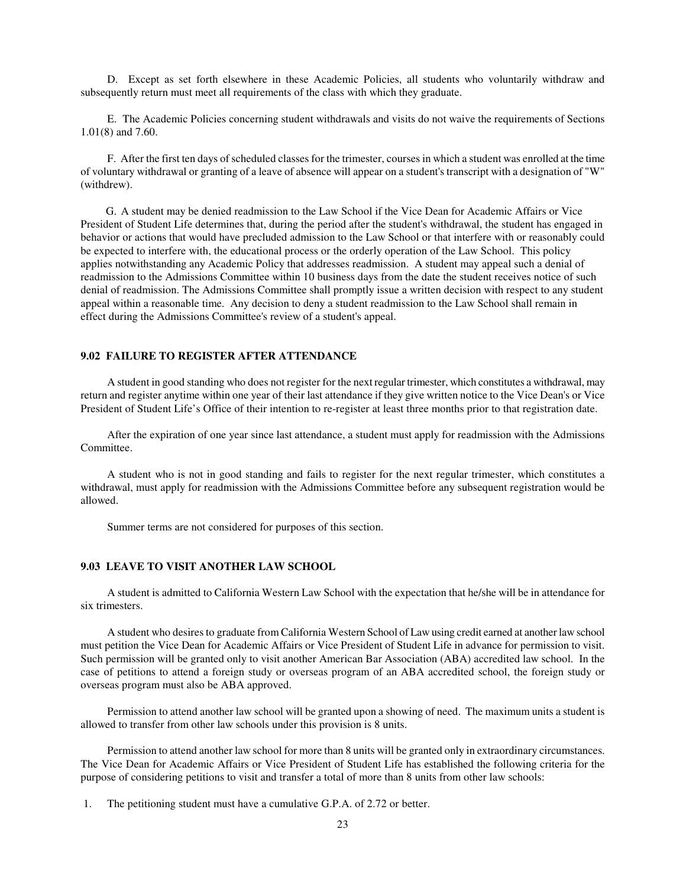D. Except as set forth elsewhere in these Academic Policies, all students who voluntarily withdraw and subsequently return must meet all requirements of the class with which they graduate.

E. The Academic Policies concerning student withdrawals and visits do not waive the requirements of Sections 1.01(8) and 7.60.

F. After the first ten days of scheduled classes for the trimester, courses in which a student was enrolled at the time of voluntary withdrawal or granting of a leave of absence will appear on a student's transcript with a designation of "W" (withdrew).

G. A student may be denied readmission to the Law School if the Vice Dean for Academic Affairs or Vice President of Student Life determines that, during the period after the student's withdrawal, the student has engaged in behavior or actions that would have precluded admission to the Law School or that interfere with or reasonably could be expected to interfere with, the educational process or the orderly operation of the Law School. This policy applies notwithstanding any Academic Policy that addresses readmission. A student may appeal such a denial of readmission to the Admissions Committee within 10 business days from the date the student receives notice of such denial of readmission. The Admissions Committee shall promptly issue a written decision with respect to any student appeal within a reasonable time. Any decision to deny a student readmission to the Law School shall remain in effect during the Admissions Committee's review of a student's appeal.

### 9.02 FAILURE TO REGISTER AFTER ATTENDANCE

A student in good standing who does not register for the next regular trimester, which constitutes a withdrawal, may return and register anytime within one year of their last attendance if they give written notice to the Vice Dean's or Vice President of Student Life's Office of their intention to re-register at least three months prior to that registration date.

After the expiration of one year since last attendance, a student must apply for readmission with the Admissions Committee.

A student who is not in good standing and fails to register for the next regular trimester, which constitutes a withdrawal, must apply for readmission with the Admissions Committee before any subsequent registration would be allowed.

Summer terms are not considered for purposes of this section.

### 9.03 LEAVE TO VISIT ANOTHER LAW SCHOOL

A student is admitted to California Western Law School with the expectation that he/she will be in attendance for six trimesters.

A student who desires to graduate from California Western School of Law using credit earned at another law school must petition the Vice Dean for Academic Affairs or Vice President of Student Life in advance for permission to visit. Such permission will be granted only to visit another American Bar Association (ABA) accredited law school. In the case of petitions to attend a foreign study or overseas program of an ABA accredited school, the foreign study or overseas program must also be ABA approved.

Permission to attend another law school will be granted upon a showing of need. The maximum units a student is allowed to transfer from other law schools under this provision is 8 units.

Permission to attend another law school for more than 8 units will be granted only in extraordinary circumstances. The Vice Dean for Academic Affairs or Vice President of Student Life has established the following criteria for the purpose of considering petitions to visit and transfer a total of more than 8 units from other law schools:

1. The petitioning student must have a cumulative G.P.A. of 2.72 or better.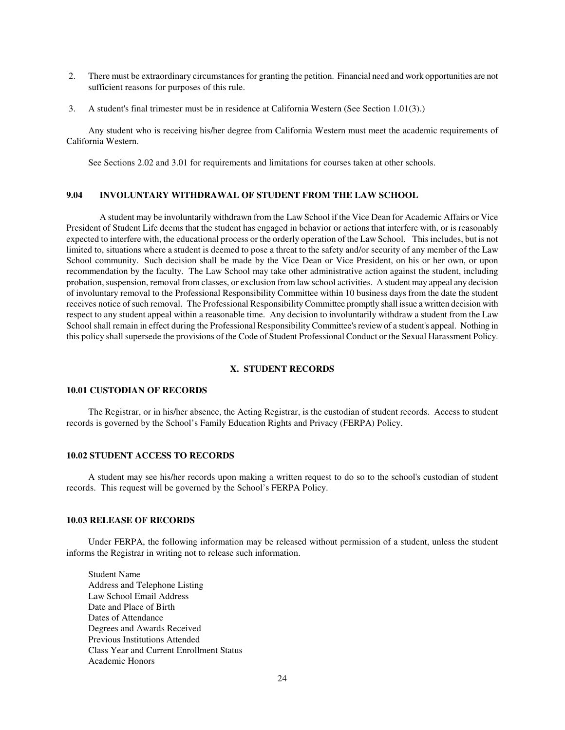2. There must be extraordinary circumstances for granting the petition. Financial need and work opportunities are not sufficient reasons for purposes of this rule.

3. A student's final trimester must be in residence at California Western (See Section 1.01(3).)

Any student who is receiving his/her degree from California Western must meet the academic requirements of California Western.

See Sections 2.02 and 3.01 for requirements and limitations for courses taken at other schools.

### 9.04 INVOLUNTARY WITHDRAWAL OF STUDENT FROM THE LAW SCHOOL

A student may be involuntarily withdrawn from the Law School if the Vice Dean for Academic Affairs or Vice President of Student Life deems that the student has engaged in behavior or actions that interfere with, or is reasonably expected to interfere with, the educational process or the orderly operation of the Law School. This includes, but is not limited to, situations where a student is deemed to pose a threat to the safety and/or security of any member of the Law School community. Such decision shall be made by the Vice Dean or Vice President, on his or her own, or upon recommendation by the faculty. The Law School may take other administrative action against the student, including probation, suspension, removal from classes, or exclusion from law school activities. A student may appeal any decision of involuntary removal to the Professional Responsibility Committee within 10 business days from the date the student receives notice of such removal. The Professional Responsibility Committee promptly shall issue a written decision with respect to any student appeal within a reasonable time. Any decision to involuntarily withdraw a student from the Law School shall remain in effect during the Professional Responsibility Committee's review of a student's appeal. Nothing in this policy shall supersede the provisions of the Code of Student Professional Conduct or the Sexual Harassment Policy.

## X. STUDENT RECORDS

### 10.01 CUSTODIAN OF RECORDS

The Registrar, or in his/her absence, the Acting Registrar, is the custodian of student records. Access to student records is governed by the School's Family Education Rights and Privacy (FERPA) Policy.

### 10.02 STUDENT ACCESS TO RECORDS

A student may see his/her records upon making a written request to do so to the school's custodian of student records. This request will be governed by the School's FERPA Policy.

### 10.03 RELEASE OF RECORDS

Under FERPA, the following information may be released without permission of a student, unless the student informs the Registrar in writing not to release such information.

Student Name
Address and Telephone Listing
Law School Email Address
Date and Place of Birth
Dates of Attendance
Degrees and Awards Received
Previous Institutions Attended
Class Year and Current Enrollment Status
Academic Honors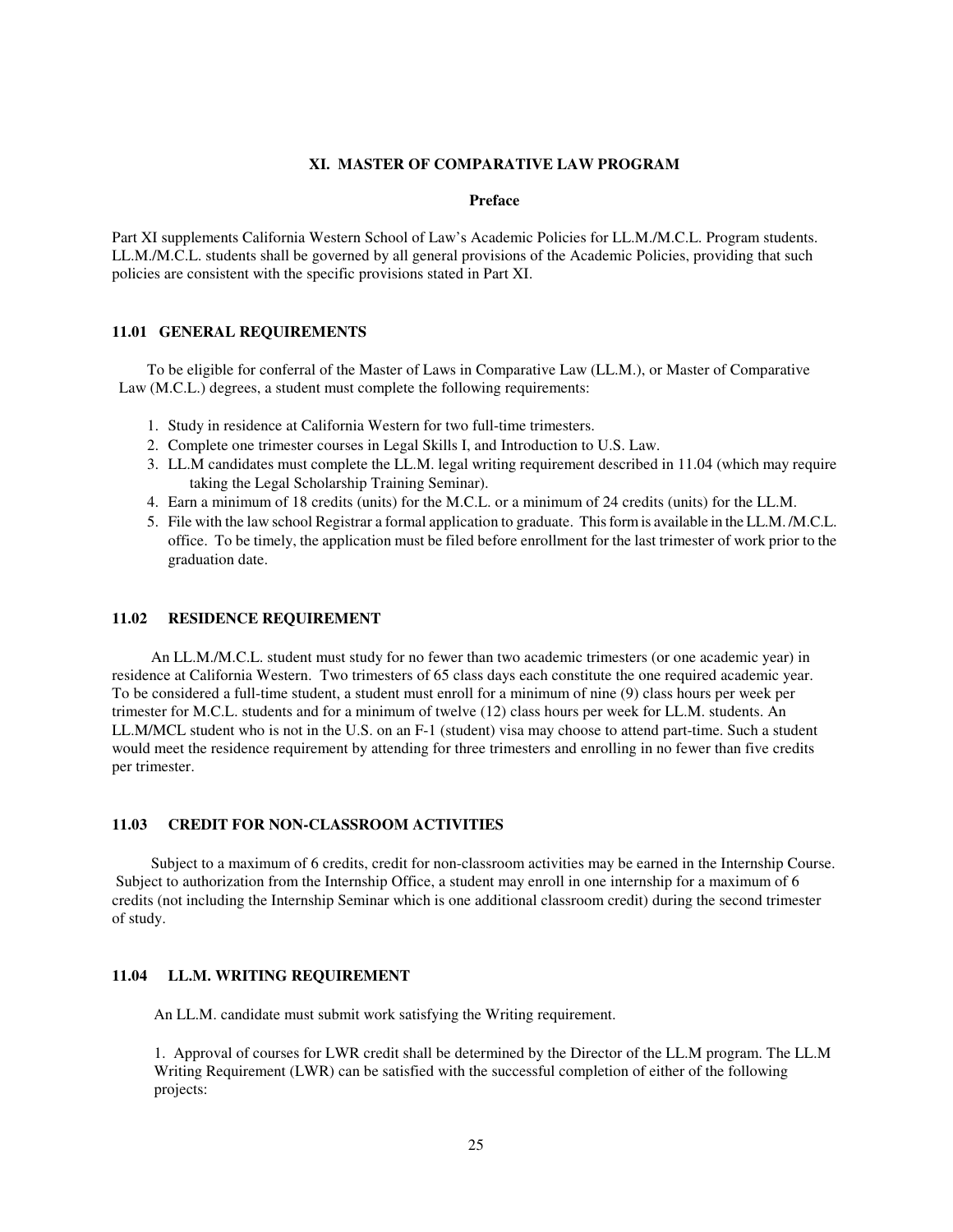## XI. MASTER OF COMPARATIVE LAW PROGRAM

### Preface

Part XI supplements California Western School of Law's Academic Policies for LL.M./M.C.L. Program students. LL.M./M.C.L. students shall be governed by all general provisions of the Academic Policies, providing that such policies are consistent with the specific provisions stated in Part XI.

### 11.01 GENERAL REQUIREMENTS

To be eligible for conferral of the Master of Laws in Comparative Law (LL.M.), or Master of Comparative Law (M.C.L.) degrees, a student must complete the following requirements:

1. Study in residence at California Western for two full-time trimesters.
2. Complete one trimester courses in Legal Skills I, and Introduction to U.S. Law.
3. LL.M candidates must complete the LL.M. legal writing requirement described in 11.04 (which may require taking the Legal Scholarship Training Seminar).
4. Earn a minimum of 18 credits (units) for the M.C.L. or a minimum of 24 credits (units) for the LL.M.
5. File with the law school Registrar a formal application to graduate. This form is available in the LL.M. /M.C.L. office. To be timely, the application must be filed before enrollment for the last trimester of work prior to the graduation date.

### 11.02 RESIDENCE REQUIREMENT

An LL.M./M.C.L. student must study for no fewer than two academic trimesters (or one academic year) in residence at California Western. Two trimesters of 65 class days each constitute the one required academic year. To be considered a full-time student, a student must enroll for a minimum of nine (9) class hours per week per trimester for M.C.L. students and for a minimum of twelve (12) class hours per week for LL.M. students. An LL.M/MCL student who is not in the U.S. on an F-1 (student) visa may choose to attend part-time. Such a student would meet the residence requirement by attending for three trimesters and enrolling in no fewer than five credits per trimester.

### 11.03 CREDIT FOR NON-CLASSROOM ACTIVITIES

Subject to a maximum of 6 credits, credit for non-classroom activities may be earned in the Internship Course. Subject to authorization from the Internship Office, a student may enroll in one internship for a maximum of 6 credits (not including the Internship Seminar which is one additional classroom credit) during the second trimester of study.

### 11.04 LL.M. WRITING REQUIREMENT

An LL.M. candidate must submit work satisfying the Writing requirement.

1. Approval of courses for LWR credit shall be determined by the Director of the LL.M program. The LL.M Writing Requirement (LWR) can be satisfied with the successful completion of either of the following projects: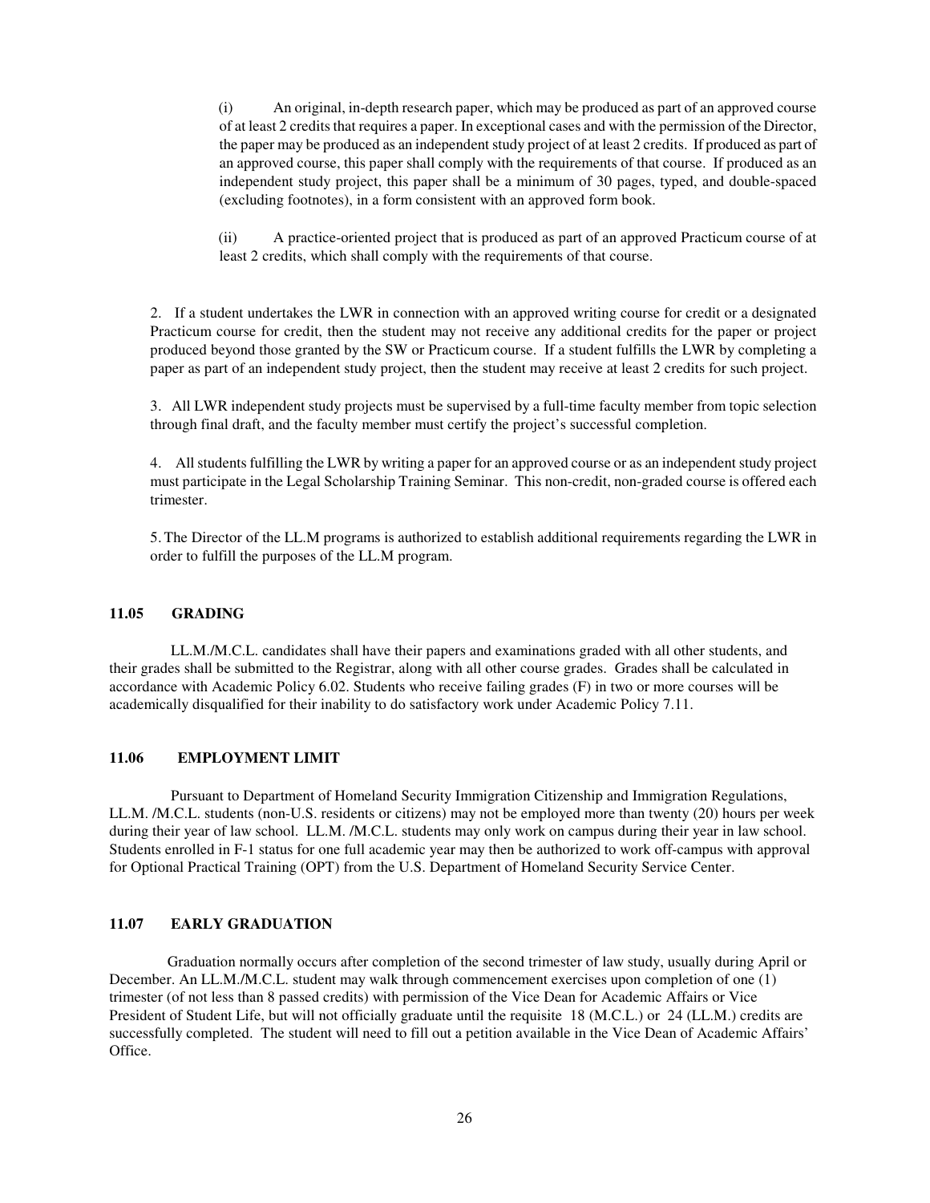(i) An original, in-depth research paper, which may be produced as part of an approved course of at least 2 credits that requires a paper. In exceptional cases and with the permission of the Director, the paper may be produced as an independent study project of at least 2 credits. If produced as part of an approved course, this paper shall comply with the requirements of that course. If produced as an independent study project, this paper shall be a minimum of 30 pages, typed, and double-spaced (excluding footnotes), in a form consistent with an approved form book.

(ii) A practice-oriented project that is produced as part of an approved Practicum course of at least 2 credits, which shall comply with the requirements of that course.

2. If a student undertakes the LWR in connection with an approved writing course for credit or a designated Practicum course for credit, then the student may not receive any additional credits for the paper or project produced beyond those granted by the SW or Practicum course. If a student fulfills the LWR by completing a paper as part of an independent study project, then the student may receive at least 2 credits for such project.

3. All LWR independent study projects must be supervised by a full-time faculty member from topic selection through final draft, and the faculty member must certify the project's successful completion.

4. All students fulfilling the LWR by writing a paper for an approved course or as an independent study project must participate in the Legal Scholarship Training Seminar. This non-credit, non-graded course is offered each trimester.

5. The Director of the LL.M programs is authorized to establish additional requirements regarding the LWR in order to fulfill the purposes of the LL.M program.

### 11.05 GRADING

LL.M./M.C.L. candidates shall have their papers and examinations graded with all other students, and their grades shall be submitted to the Registrar, along with all other course grades. Grades shall be calculated in accordance with Academic Policy 6.02. Students who receive failing grades (F) in two or more courses will be academically disqualified for their inability to do satisfactory work under Academic Policy 7.11.

### 11.06 EMPLOYMENT LIMIT

Pursuant to Department of Homeland Security Immigration Citizenship and Immigration Regulations, LL.M. /M.C.L. students (non-U.S. residents or citizens) may not be employed more than twenty (20) hours per week during their year of law school. LL.M. /M.C.L. students may only work on campus during their year in law school. Students enrolled in F-1 status for one full academic year may then be authorized to work off-campus with approval for Optional Practical Training (OPT) from the U.S. Department of Homeland Security Service Center.

### 11.07 EARLY GRADUATION

Graduation normally occurs after completion of the second trimester of law study, usually during April or December. An LL.M./M.C.L. student may walk through commencement exercises upon completion of one (1) trimester (of not less than 8 passed credits) with permission of the Vice Dean for Academic Affairs or Vice President of Student Life, but will not officially graduate until the requisite 18 (M.C.L.) or 24 (LL.M.) credits are successfully completed. The student will need to fill out a petition available in the Vice Dean of Academic Affairs' Office.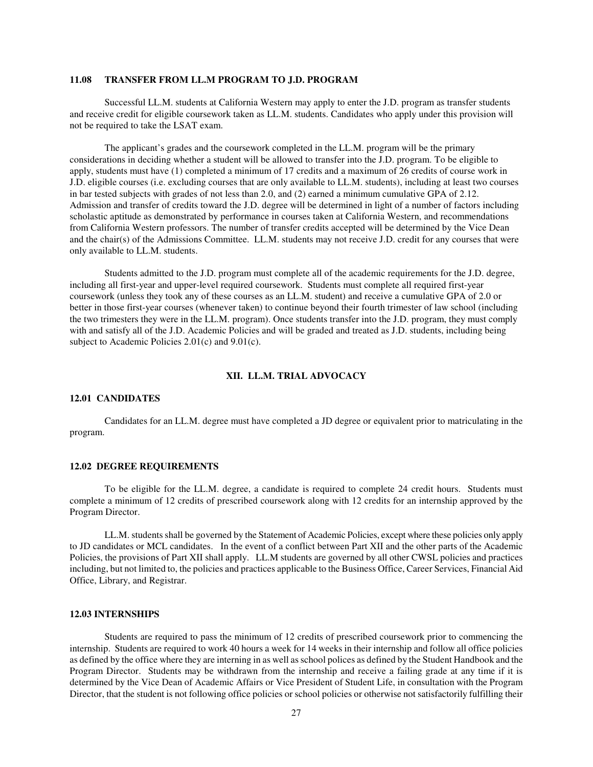### 11.08 TRANSFER FROM LL.M PROGRAM TO J.D. PROGRAM

Successful LL.M. students at California Western may apply to enter the J.D. program as transfer students and receive credit for eligible coursework taken as LL.M. students. Candidates who apply under this provision will not be required to take the LSAT exam.

The applicant's grades and the coursework completed in the LL.M. program will be the primary considerations in deciding whether a student will be allowed to transfer into the J.D. program. To be eligible to apply, students must have (1) completed a minimum of 17 credits and a maximum of 26 credits of course work in J.D. eligible courses (i.e. excluding courses that are only available to LL.M. students), including at least two courses in bar tested subjects with grades of not less than 2.0, and (2) earned a minimum cumulative GPA of 2.12. Admission and transfer of credits toward the J.D. degree will be determined in light of a number of factors including scholastic aptitude as demonstrated by performance in courses taken at California Western, and recommendations from California Western professors. The number of transfer credits accepted will be determined by the Vice Dean and the chair(s) of the Admissions Committee. LL.M. students may not receive J.D. credit for any courses that were only available to LL.M. students.

Students admitted to the J.D. program must complete all of the academic requirements for the J.D. degree, including all first-year and upper-level required coursework. Students must complete all required first-year coursework (unless they took any of these courses as an LL.M. student) and receive a cumulative GPA of 2.0 or better in those first-year courses (whenever taken) to continue beyond their fourth trimester of law school (including the two trimesters they were in the LL.M. program). Once students transfer into the J.D. program, they must comply with and satisfy all of the J.D. Academic Policies and will be graded and treated as J.D. students, including being subject to Academic Policies 2.01(c) and 9.01(c).

## XII. LL.M. TRIAL ADVOCACY

### 12.01 CANDIDATES

Candidates for an LL.M. degree must have completed a JD degree or equivalent prior to matriculating in the program.

### 12.02 DEGREE REQUIREMENTS

To be eligible for the LL.M. degree, a candidate is required to complete 24 credit hours. Students must complete a minimum of 12 credits of prescribed coursework along with 12 credits for an internship approved by the Program Director.

LL.M. students shall be governed by the Statement of Academic Policies, except where these policies only apply to JD candidates or MCL candidates. In the event of a conflict between Part XII and the other parts of the Academic Policies, the provisions of Part XII shall apply. LL.M students are governed by all other CWSL policies and practices including, but not limited to, the policies and practices applicable to the Business Office, Career Services, Financial Aid Office, Library, and Registrar.

### 12.03 INTERNSHIPS

Students are required to pass the minimum of 12 credits of prescribed coursework prior to commencing the internship. Students are required to work 40 hours a week for 14 weeks in their internship and follow all office policies as defined by the office where they are interning in as well as school polices as defined by the Student Handbook and the Program Director. Students may be withdrawn from the internship and receive a failing grade at any time if it is determined by the Vice Dean of Academic Affairs or Vice President of Student Life, in consultation with the Program Director, that the student is not following office policies or school policies or otherwise not satisfactorily fulfilling their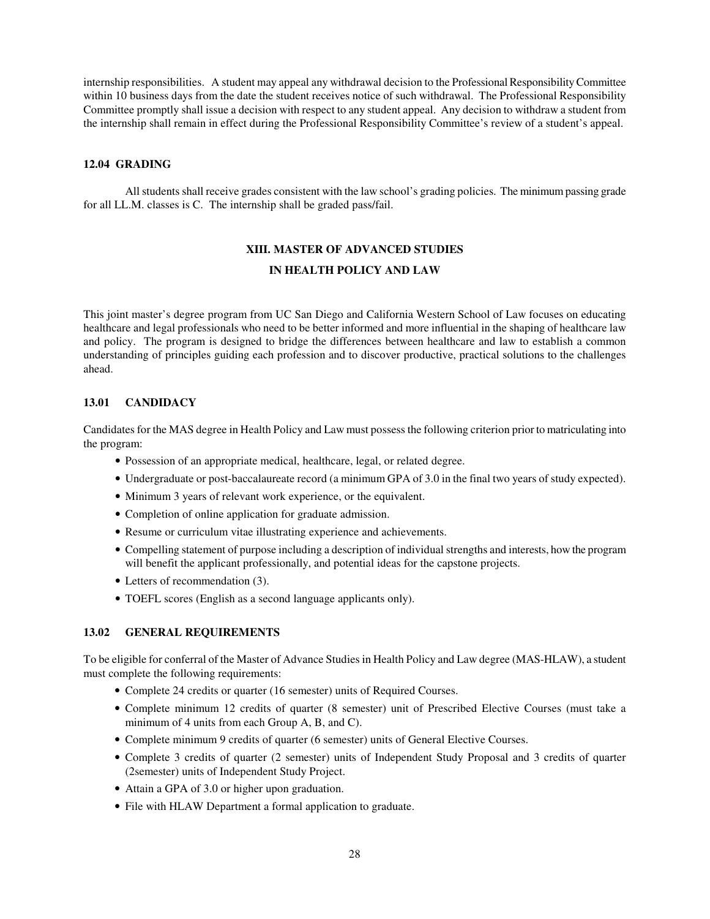internship responsibilities. A student may appeal any withdrawal decision to the Professional Responsibility Committee within 10 business days from the date the student receives notice of such withdrawal. The Professional Responsibility Committee promptly shall issue a decision with respect to any student appeal. Any decision to withdraw a student from the internship shall remain in effect during the Professional Responsibility Committee's review of a student's appeal.

### 12.04 GRADING

All students shall receive grades consistent with the law school's grading policies. The minimum passing grade for all LL.M. classes is C. The internship shall be graded pass/fail.

## XIII. MASTER OF ADVANCED STUDIES IN HEALTH POLICY AND LAW

This joint master's degree program from UC San Diego and California Western School of Law focuses on educating healthcare and legal professionals who need to be better informed and more influential in the shaping of healthcare law and policy. The program is designed to bridge the differences between healthcare and law to establish a common understanding of principles guiding each profession and to discover productive, practical solutions to the challenges ahead.

### 13.01 CANDIDACY

Candidates for the MAS degree in Health Policy and Law must possess the following criterion prior to matriculating into the program:

- Possession of an appropriate medical, healthcare, legal, or related degree.
- Undergraduate or post-baccalaureate record (a minimum GPA of 3.0 in the final two years of study expected).
- Minimum 3 years of relevant work experience, or the equivalent.
- Completion of online application for graduate admission.
- Resume or curriculum vitae illustrating experience and achievements.
- Compelling statement of purpose including a description of individual strengths and interests, how the program will benefit the applicant professionally, and potential ideas for the capstone projects.
- Letters of recommendation (3).
- TOEFL scores (English as a second language applicants only).

### 13.02 GENERAL REQUIREMENTS

To be eligible for conferral of the Master of Advance Studies in Health Policy and Law degree (MAS-HLAW), a student must complete the following requirements:

- Complete 24 credits or quarter (16 semester) units of Required Courses.
- Complete minimum 12 credits of quarter (8 semester) unit of Prescribed Elective Courses (must take a minimum of 4 units from each Group A, B, and C).
- Complete minimum 9 credits of quarter (6 semester) units of General Elective Courses.
- Complete 3 credits of quarter (2 semester) units of Independent Study Proposal and 3 credits of quarter (2semester) units of Independent Study Project.
- Attain a GPA of 3.0 or higher upon graduation.
- File with HLAW Department a formal application to graduate.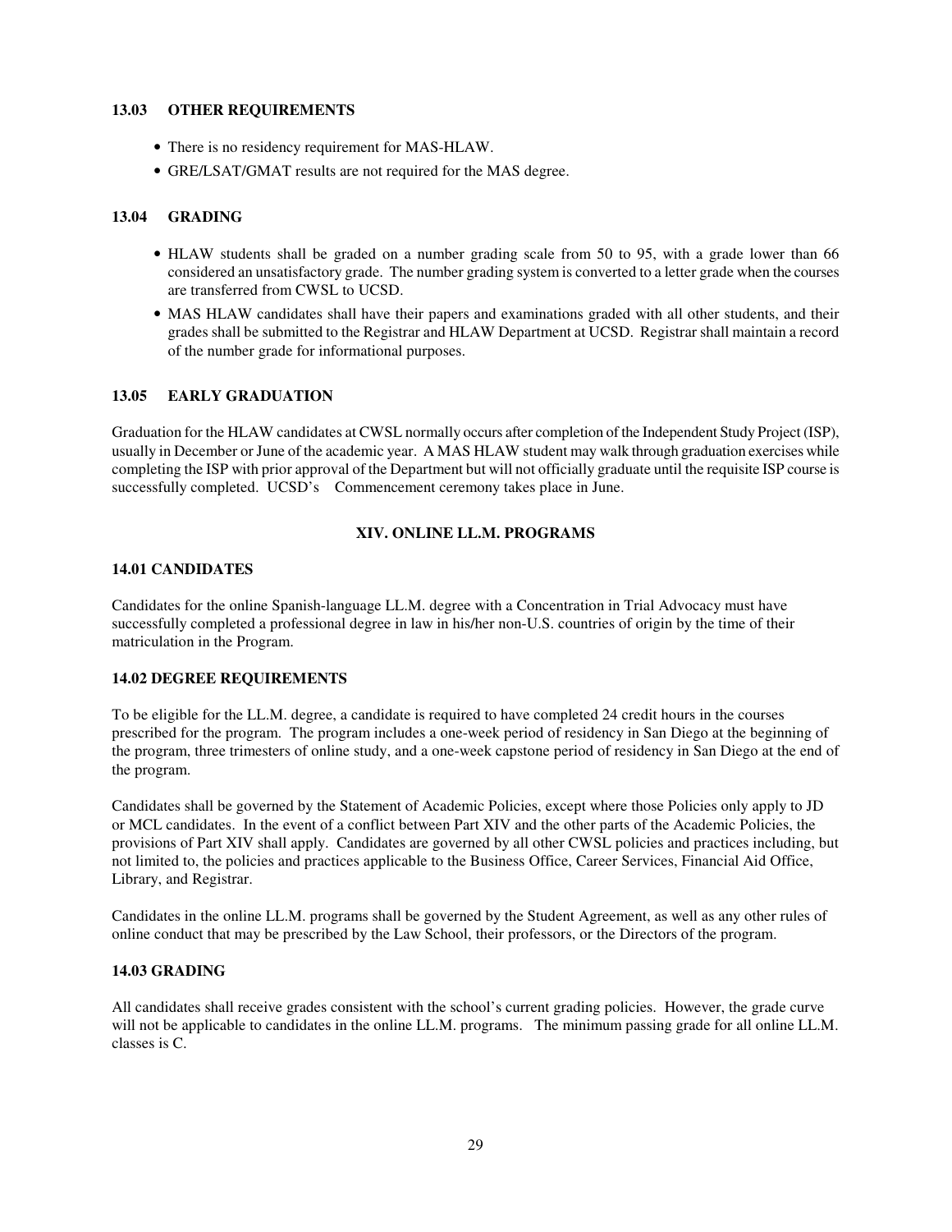### 13.03 OTHER REQUIREMENTS

- There is no residency requirement for MAS-HLAW.
- GRE/LSAT/GMAT results are not required for the MAS degree.

### 13.04 GRADING

- HLAW students shall be graded on a number grading scale from 50 to 95, with a grade lower than 66 considered an unsatisfactory grade. The number grading system is converted to a letter grade when the courses are transferred from CWSL to UCSD.
- MAS HLAW candidates shall have their papers and examinations graded with all other students, and their grades shall be submitted to the Registrar and HLAW Department at UCSD. Registrar shall maintain a record of the number grade for informational purposes.

### 13.05 EARLY GRADUATION

Graduation for the HLAW candidates at CWSL normally occurs after completion of the Independent Study Project (ISP), usually in December or June of the academic year. A MAS HLAW student may walk through graduation exercises while completing the ISP with prior approval of the Department but will not officially graduate until the requisite ISP course is successfully completed. UCSD's Commencement ceremony takes place in June.

## XIV. ONLINE LL.M. PROGRAMS

### 14.01 CANDIDATES

Candidates for the online Spanish-language LL.M. degree with a Concentration in Trial Advocacy must have successfully completed a professional degree in law in his/her non-U.S. countries of origin by the time of their matriculation in the Program.

### 14.02 DEGREE REQUIREMENTS

To be eligible for the LL.M. degree, a candidate is required to have completed 24 credit hours in the courses prescribed for the program. The program includes a one-week period of residency in San Diego at the beginning of the program, three trimesters of online study, and a one-week capstone period of residency in San Diego at the end of the program.

Candidates shall be governed by the Statement of Academic Policies, except where those Policies only apply to JD or MCL candidates. In the event of a conflict between Part XIV and the other parts of the Academic Policies, the provisions of Part XIV shall apply. Candidates are governed by all other CWSL policies and practices including, but not limited to, the policies and practices applicable to the Business Office, Career Services, Financial Aid Office, Library, and Registrar.

Candidates in the online LL.M. programs shall be governed by the Student Agreement, as well as any other rules of online conduct that may be prescribed by the Law School, their professors, or the Directors of the program.

### 14.03 GRADING

All candidates shall receive grades consistent with the school's current grading policies. However, the grade curve will not be applicable to candidates in the online LL.M. programs. The minimum passing grade for all online LL.M. classes is C.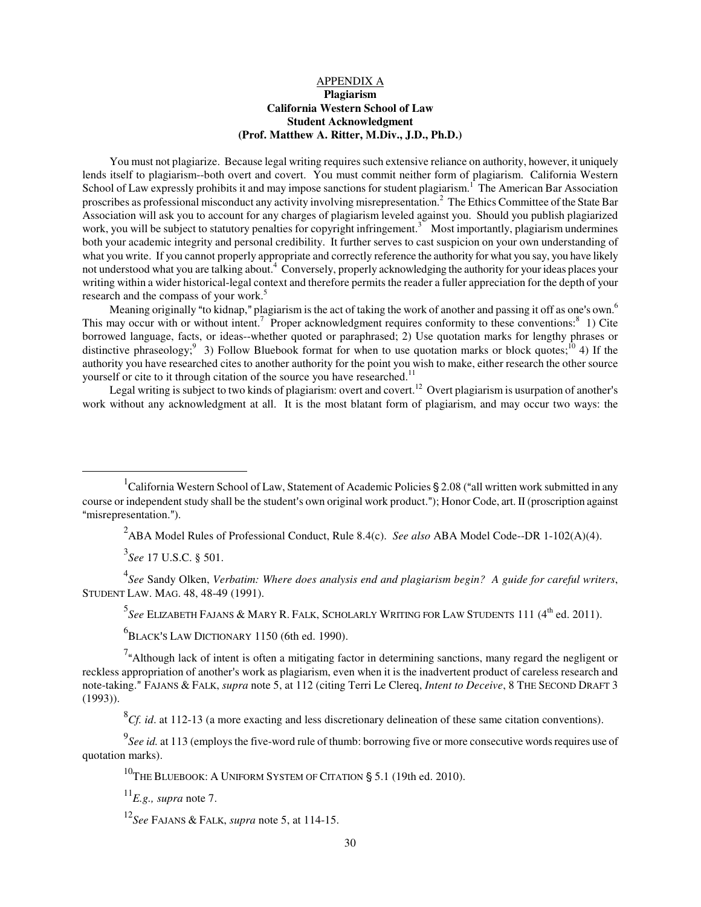APPENDIX A

**Plagiarism**
**California Western School of Law**
**Student Acknowledgment**
**(Prof. Matthew A. Ritter, M.Div., J.D., Ph.D.)**

You must not plagiarize. Because legal writing requires such extensive reliance on authority, however, it uniquely lends itself to plagiarism--both overt and covert. You must commit neither form of plagiarism. California Western School of Law expressly prohibits it and may impose sanctions for student plagiarism.[1] The American Bar Association proscribes as professional misconduct any activity involving misrepresentation.[2] The Ethics Committee of the State Bar Association will ask you to account for any charges of plagiarism leveled against you. Should you publish plagiarized work, you will be subject to statutory penalties for copyright infringement.[3] Most importantly, plagiarism undermines both your academic integrity and personal credibility. It further serves to cast suspicion on your own understanding of what you write. If you cannot properly appropriate and correctly reference the authority for what you say, you have likely not understood what you are talking about.[4] Conversely, properly acknowledging the authority for your ideas places your writing within a wider historical-legal context and therefore permits the reader a fuller appreciation for the depth of your research and the compass of your work.[5]

Meaning originally "to kidnap," plagiarism is the act of taking the work of another and passing it off as one's own.[6] This may occur with or without intent.[7] Proper acknowledgment requires conformity to these conventions:[8] 1) Cite borrowed language, facts, or ideas--whether quoted or paraphrased; 2) Use quotation marks for lengthy phrases or distinctive phraseology;[9] 3) Follow Bluebook format for when to use quotation marks or block quotes;[10] 4) If the authority you have researched cites to another authority for the point you wish to make, either research the other source yourself or cite to it through citation of the source you have researched.[11]

Legal writing is subject to two kinds of plagiarism: overt and covert.[12] Overt plagiarism is usurpation of another's work without any acknowledgment at all. It is the most blatant form of plagiarism, and may occur two ways: the

---

[1] California Western School of Law, Statement of Academic Policies § 2.08 ("all written work submitted in any course or independent study shall be the student's own original work product."); Honor Code, art. II (proscription against "misrepresentation.").

[2] ABA Model Rules of Professional Conduct, Rule 8.4(c). *See also* ABA Model Code--DR 1-102(A)(4).

[3] *See* 17 U.S.C. § 501.

[4] *See* Sandy Olken, *Verbatim: Where does analysis end and plagiarism begin? A guide for careful writers*, STUDENT LAW. MAG. 48, 48-49 (1991).

[5] *See* ELIZABETH FAJANS & MARY R. FALK, SCHOLARLY WRITING FOR LAW STUDENTS 111 (4th ed. 2011).

[6] BLACK'S LAW DICTIONARY 1150 (6th ed. 1990).

[7] "Although lack of intent is often a mitigating factor in determining sanctions, many regard the negligent or reckless appropriation of another's work as plagiarism, even when it is the inadvertent product of careless research and note-taking." FAJANS & FALK, *supra* note 5, at 112 (citing Terri Le Clereq, *Intent to Deceive*, 8 THE SECOND DRAFT 3 (1993)).

[8] *Cf. id*. at 112-13 (a more exacting and less discretionary delineation of these same citation conventions).

[9] *See id.* at 113 (employs the five-word rule of thumb: borrowing five or more consecutive words requires use of quotation marks).

[10] THE BLUEBOOK: A UNIFORM SYSTEM OF CITATION § 5.1 (19th ed. 2010).

[11] *E.g., supra* note 7.

[12] *See* FAJANS & FALK, *supra* note 5, at 114-15.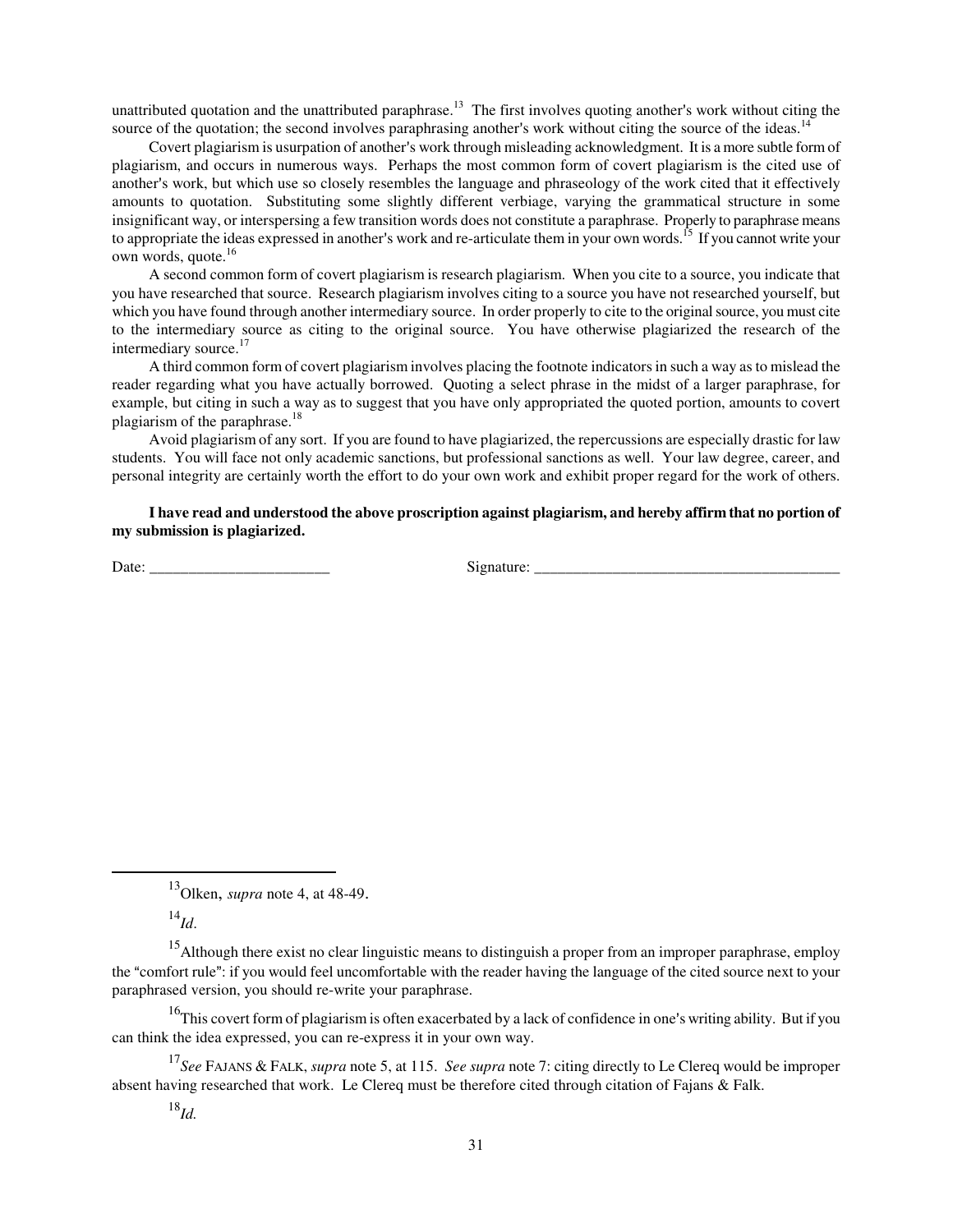unattributed quotation and the unattributed paraphrase.[13] The first involves quoting another's work without citing the source of the quotation; the second involves paraphrasing another's work without citing the source of the ideas.[14]

Covert plagiarism is usurpation of another's work through misleading acknowledgment. It is a more subtle form of plagiarism, and occurs in numerous ways. Perhaps the most common form of covert plagiarism is the cited use of another's work, but which use so closely resembles the language and phraseology of the work cited that it effectively amounts to quotation. Substituting some slightly different verbiage, varying the grammatical structure in some insignificant way, or interspersing a few transition words does not constitute a paraphrase. Properly to paraphrase means to appropriate the ideas expressed in another's work and re-articulate them in your own words.[15] If you cannot write your own words, quote.[16]

A second common form of covert plagiarism is research plagiarism. When you cite to a source, you indicate that you have researched that source. Research plagiarism involves citing to a source you have not researched yourself, but which you have found through another intermediary source. In order properly to cite to the original source, you must cite to the intermediary source as citing to the original source. You have otherwise plagiarized the research of the intermediary source.[17]

A third common form of covert plagiarism involves placing the footnote indicators in such a way as to mislead the reader regarding what you have actually borrowed. Quoting a select phrase in the midst of a larger paraphrase, for example, but citing in such a way as to suggest that you have only appropriated the quoted portion, amounts to covert plagiarism of the paraphrase.[18]

Avoid plagiarism of any sort. If you are found to have plagiarized, the repercussions are especially drastic for law students. You will face not only academic sanctions, but professional sanctions as well. Your law degree, career, and personal integrity are certainly worth the effort to do your own work and exhibit proper regard for the work of others.

**I have read and understood the above proscription against plagiarism, and hereby affirm that no portion of my submission is plagiarized.**

Date: _______________________ Signature: _______________________________________

---

[13] Olken, *supra* note 4, at 48-49.

[14] *Id*.

[15] Although there exist no clear linguistic means to distinguish a proper from an improper paraphrase, employ the "comfort rule": if you would feel uncomfortable with the reader having the language of the cited source next to your paraphrased version, you should re-write your paraphrase.

[16] This covert form of plagiarism is often exacerbated by a lack of confidence in one's writing ability. But if you can think the idea expressed, you can re-express it in your own way.

[17] *See* FAJANS & FALK, *supra* note 5, at 115. *See supra* note 7: citing directly to Le Clereq would be improper absent having researched that work. Le Clereq must be therefore cited through citation of Fajans & Falk.

[18] *Id.*